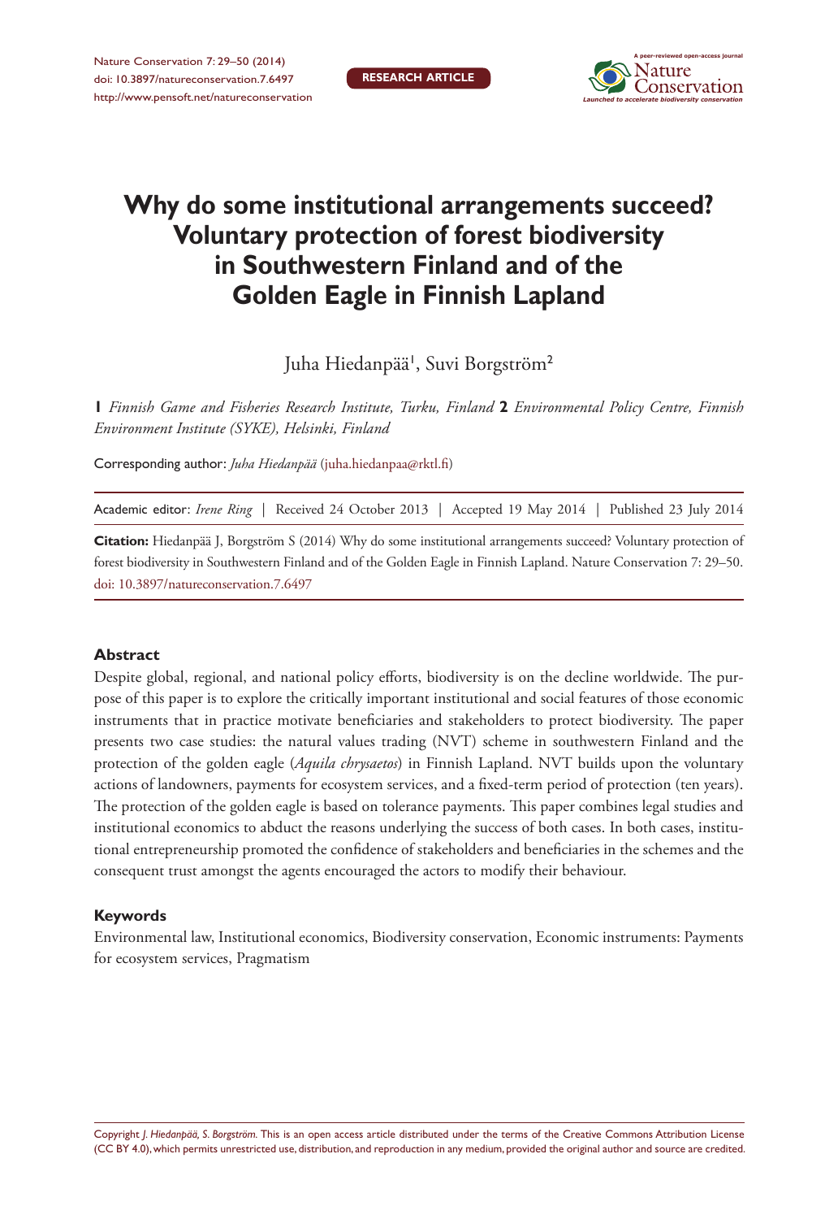# Why do some institutional arrangements succeed? Voluntary protection of forest biodiversity in Southwestern Finland and of the Golden Eagle in Finnish Lapland

Juha Hiedanpää[1], Suvi Borgström[2]

**1** *Finnish Game and Fisheries Research Institute, Turku, Finland* **2** *Environmental Policy Centre, Finnish Environment Institute (SYKE), Helsinki, Finland*

Corresponding author: *Juha Hiedanpää* (juha.hiedanpaa@rktl.fi)

Academic editor: *Irene Ring* | Received 24 October 2013 | Accepted 19 May 2014 | Published 23 July 2014

**Citation:** Hiedanpää J, Borgström S (2014) Why do some institutional arrangements succeed? Voluntary protection of forest biodiversity in Southwestern Finland and of the Golden Eagle in Finnish Lapland. Nature Conservation 7: 29–50. doi: 10.3897/natureconservation.7.6497

## Abstract

Despite global, regional, and national policy efforts, biodiversity is on the decline worldwide. The purpose of this paper is to explore the critically important institutional and social features of those economic instruments that in practice motivate beneficiaries and stakeholders to protect biodiversity. The paper presents two case studies: the natural values trading (NVT) scheme in southwestern Finland and the protection of the golden eagle (*Aquila chrysaetos*) in Finnish Lapland. NVT builds upon the voluntary actions of landowners, payments for ecosystem services, and a fixed-term period of protection (ten years). The protection of the golden eagle is based on tolerance payments. This paper combines legal studies and institutional economics to abduct the reasons underlying the success of both cases. In both cases, institutional entrepreneurship promoted the confidence of stakeholders and beneficiaries in the schemes and the consequent trust amongst the agents encouraged the actors to modify their behaviour.

## Keywords

Environmental law, Institutional economics, Biodiversity conservation, Economic instruments: Payments for ecosystem services, Pragmatism

Copyright *J. Hiedanpää, S. Borgström.* This is an open access article distributed under the terms of the Creative Commons Attribution License (CC BY 4.0), which permits unrestricted use, distribution, and reproduction in any medium, provided the original author and source are credited.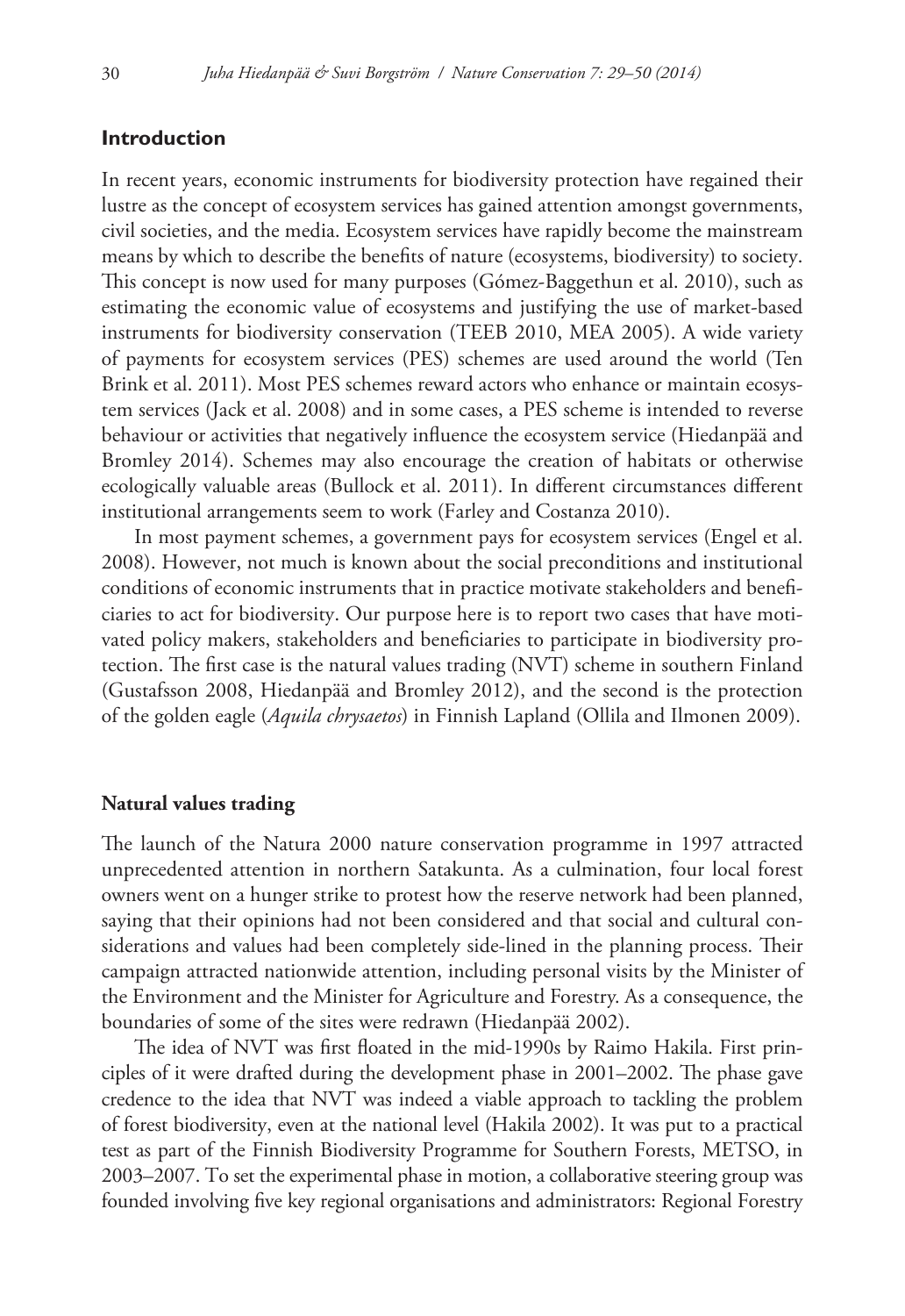## Introduction

In recent years, economic instruments for biodiversity protection have regained their lustre as the concept of ecosystem services has gained attention amongst governments, civil societies, and the media. Ecosystem services have rapidly become the mainstream means by which to describe the benefits of nature (ecosystems, biodiversity) to society. This concept is now used for many purposes (Gómez-Baggethun et al. 2010), such as estimating the economic value of ecosystems and justifying the use of market-based instruments for biodiversity conservation (TEEB 2010, MEA 2005). A wide variety of payments for ecosystem services (PES) schemes are used around the world (Ten Brink et al. 2011). Most PES schemes reward actors who enhance or maintain ecosystem services (Jack et al. 2008) and in some cases, a PES scheme is intended to reverse behaviour or activities that negatively influence the ecosystem service (Hiedanpää and Bromley 2014). Schemes may also encourage the creation of habitats or otherwise ecologically valuable areas (Bullock et al. 2011). In different circumstances different institutional arrangements seem to work (Farley and Costanza 2010).

In most payment schemes, a government pays for ecosystem services (Engel et al. 2008). However, not much is known about the social preconditions and institutional conditions of economic instruments that in practice motivate stakeholders and beneficiaries to act for biodiversity. Our purpose here is to report two cases that have motivated policy makers, stakeholders and beneficiaries to participate in biodiversity protection. The first case is the natural values trading (NVT) scheme in southern Finland (Gustafsson 2008, Hiedanpää and Bromley 2012), and the second is the protection of the golden eagle (*Aquila chrysaetos*) in Finnish Lapland (Ollila and Ilmonen 2009).

### Natural values trading

The launch of the Natura 2000 nature conservation programme in 1997 attracted unprecedented attention in northern Satakunta. As a culmination, four local forest owners went on a hunger strike to protest how the reserve network had been planned, saying that their opinions had not been considered and that social and cultural considerations and values had been completely side-lined in the planning process. Their campaign attracted nationwide attention, including personal visits by the Minister of the Environment and the Minister for Agriculture and Forestry. As a consequence, the boundaries of some of the sites were redrawn (Hiedanpää 2002).

The idea of NVT was first floated in the mid-1990s by Raimo Hakila. First principles of it were drafted during the development phase in 2001–2002. The phase gave credence to the idea that NVT was indeed a viable approach to tackling the problem of forest biodiversity, even at the national level (Hakila 2002). It was put to a practical test as part of the Finnish Biodiversity Programme for Southern Forests, METSO, in 2003–2007. To set the experimental phase in motion, a collaborative steering group was founded involving five key regional organisations and administrators: Regional Forestry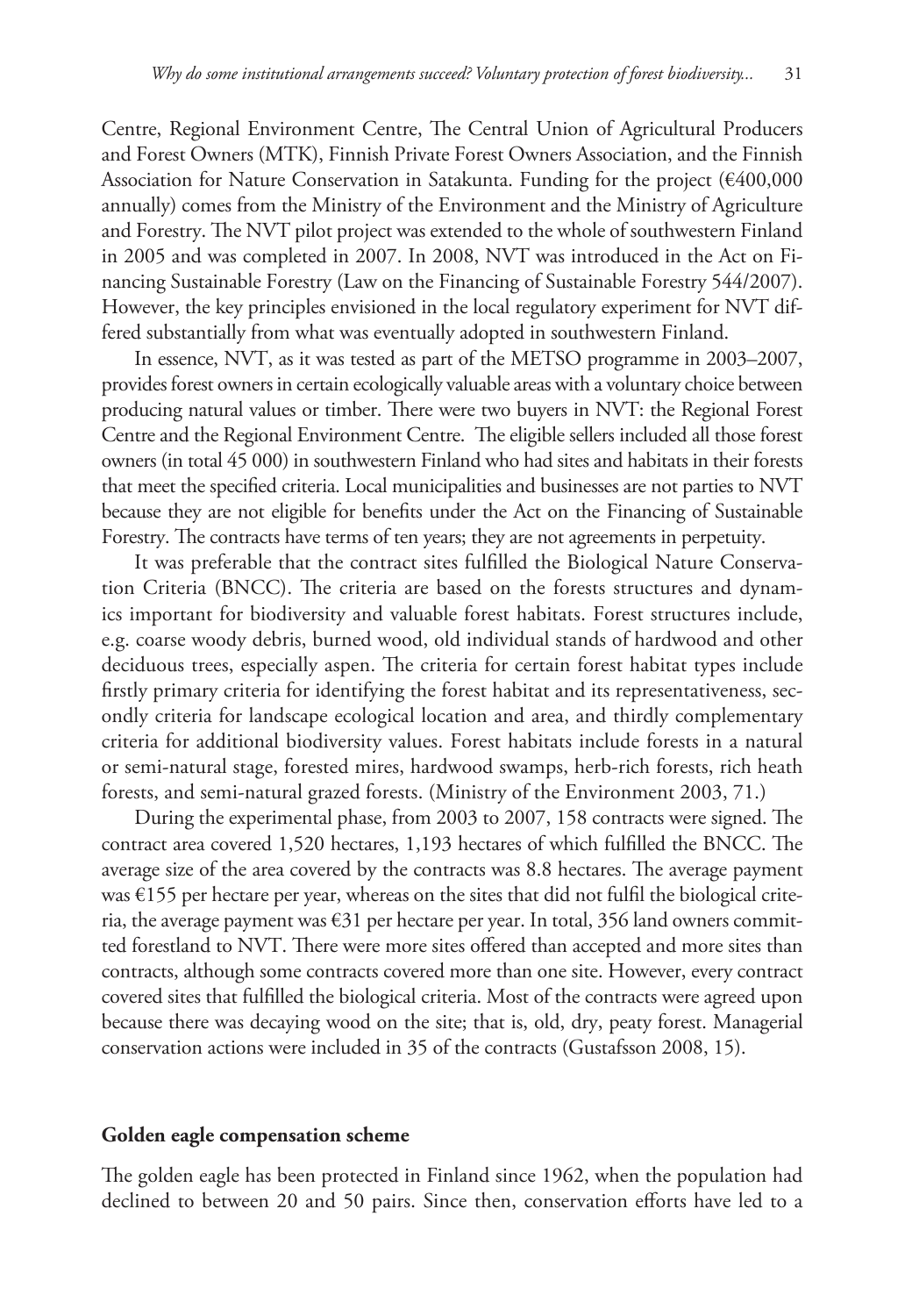Centre, Regional Environment Centre, The Central Union of Agricultural Producers and Forest Owners (MTK), Finnish Private Forest Owners Association, and the Finnish Association for Nature Conservation in Satakunta. Funding for the project (€400,000 annually) comes from the Ministry of the Environment and the Ministry of Agriculture and Forestry. The NVT pilot project was extended to the whole of southwestern Finland in 2005 and was completed in 2007. In 2008, NVT was introduced in the Act on Financing Sustainable Forestry (Law on the Financing of Sustainable Forestry 544/2007). However, the key principles envisioned in the local regulatory experiment for NVT differed substantially from what was eventually adopted in southwestern Finland.

In essence, NVT, as it was tested as part of the METSO programme in 2003–2007, provides forest owners in certain ecologically valuable areas with a voluntary choice between producing natural values or timber. There were two buyers in NVT: the Regional Forest Centre and the Regional Environment Centre. The eligible sellers included all those forest owners (in total 45 000) in southwestern Finland who had sites and habitats in their forests that meet the specified criteria. Local municipalities and businesses are not parties to NVT because they are not eligible for benefits under the Act on the Financing of Sustainable Forestry. The contracts have terms of ten years; they are not agreements in perpetuity.

It was preferable that the contract sites fulfilled the Biological Nature Conservation Criteria (BNCC). The criteria are based on the forests structures and dynamics important for biodiversity and valuable forest habitats. Forest structures include, e.g. coarse woody debris, burned wood, old individual stands of hardwood and other deciduous trees, especially aspen. The criteria for certain forest habitat types include firstly primary criteria for identifying the forest habitat and its representativeness, secondly criteria for landscape ecological location and area, and thirdly complementary criteria for additional biodiversity values. Forest habitats include forests in a natural or semi-natural stage, forested mires, hardwood swamps, herb-rich forests, rich heath forests, and semi-natural grazed forests. (Ministry of the Environment 2003, 71.)

During the experimental phase, from 2003 to 2007, 158 contracts were signed. The contract area covered 1,520 hectares, 1,193 hectares of which fulfilled the BNCC. The average size of the area covered by the contracts was 8.8 hectares. The average payment was €155 per hectare per year, whereas on the sites that did not fulfil the biological criteria, the average payment was €31 per hectare per year. In total, 356 land owners committed forestland to NVT. There were more sites offered than accepted and more sites than contracts, although some contracts covered more than one site. However, every contract covered sites that fulfilled the biological criteria. Most of the contracts were agreed upon because there was decaying wood on the site; that is, old, dry, peaty forest. Managerial conservation actions were included in 35 of the contracts (Gustafsson 2008, 15).

#### Golden eagle compensation scheme

The golden eagle has been protected in Finland since 1962, when the population had declined to between 20 and 50 pairs. Since then, conservation efforts have led to a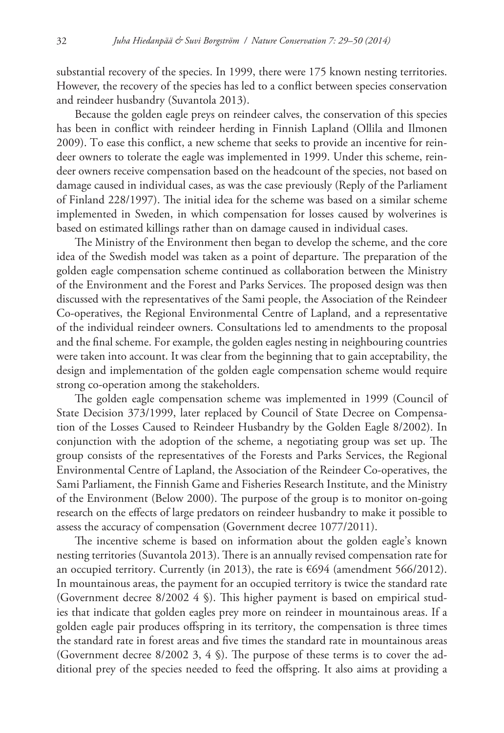substantial recovery of the species. In 1999, there were 175 known nesting territories. However, the recovery of the species has led to a conflict between species conservation and reindeer husbandry (Suvantola 2013).

Because the golden eagle preys on reindeer calves, the conservation of this species has been in conflict with reindeer herding in Finnish Lapland (Ollila and Ilmonen 2009). To ease this conflict, a new scheme that seeks to provide an incentive for reindeer owners to tolerate the eagle was implemented in 1999. Under this scheme, reindeer owners receive compensation based on the headcount of the species, not based on damage caused in individual cases, as was the case previously (Reply of the Parliament of Finland 228/1997). The initial idea for the scheme was based on a similar scheme implemented in Sweden, in which compensation for losses caused by wolverines is based on estimated killings rather than on damage caused in individual cases.

The Ministry of the Environment then began to develop the scheme, and the core idea of the Swedish model was taken as a point of departure. The preparation of the golden eagle compensation scheme continued as collaboration between the Ministry of the Environment and the Forest and Parks Services. The proposed design was then discussed with the representatives of the Sami people, the Association of the Reindeer Co-operatives, the Regional Environmental Centre of Lapland, and a representative of the individual reindeer owners. Consultations led to amendments to the proposal and the final scheme. For example, the golden eagles nesting in neighbouring countries were taken into account. It was clear from the beginning that to gain acceptability, the design and implementation of the golden eagle compensation scheme would require strong co-operation among the stakeholders.

The golden eagle compensation scheme was implemented in 1999 (Council of State Decision 373/1999, later replaced by Council of State Decree on Compensation of the Losses Caused to Reindeer Husbandry by the Golden Eagle 8/2002). In conjunction with the adoption of the scheme, a negotiating group was set up. The group consists of the representatives of the Forests and Parks Services, the Regional Environmental Centre of Lapland, the Association of the Reindeer Co-operatives, the Sami Parliament, the Finnish Game and Fisheries Research Institute, and the Ministry of the Environment (Below 2000). The purpose of the group is to monitor on-going research on the effects of large predators on reindeer husbandry to make it possible to assess the accuracy of compensation (Government decree 1077/2011).

The incentive scheme is based on information about the golden eagle's known nesting territories (Suvantola 2013). There is an annually revised compensation rate for an occupied territory. Currently (in 2013), the rate is €694 (amendment 566/2012). In mountainous areas, the payment for an occupied territory is twice the standard rate (Government decree 8/2002 4 §). This higher payment is based on empirical studies that indicate that golden eagles prey more on reindeer in mountainous areas. If a golden eagle pair produces offspring in its territory, the compensation is three times the standard rate in forest areas and five times the standard rate in mountainous areas (Government decree 8/2002 3, 4 §). The purpose of these terms is to cover the additional prey of the species needed to feed the offspring. It also aims at providing a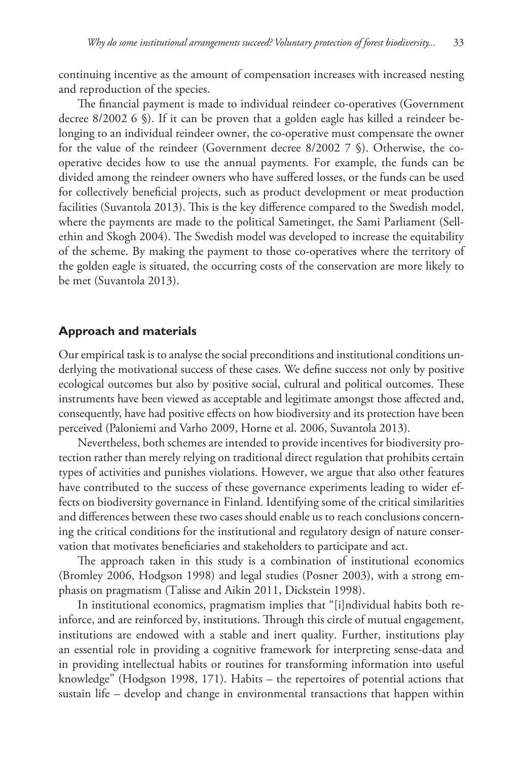continuing incentive as the amount of compensation increases with increased nesting and reproduction of the species.

The financial payment is made to individual reindeer co-operatives (Government decree 8/2002 6 §). If it can be proven that a golden eagle has killed a reindeer belonging to an individual reindeer owner, the co-operative must compensate the owner for the value of the reindeer (Government decree 8/2002 7 §). Otherwise, the co-operative decides how to use the annual payments. For example, the funds can be divided among the reindeer owners who have suffered losses, or the funds can be used for collectively beneficial projects, such as product development or meat production facilities (Suvantola 2013). This is the key difference compared to the Swedish model, where the payments are made to the political Sametinget, the Sami Parliament (Sellethin and Skogh 2004). The Swedish model was developed to increase the equitability of the scheme. By making the payment to those co-operatives where the territory of the golden eagle is situated, the occurring costs of the conservation are more likely to be met (Suvantola 2013).

## Approach and materials

Our empirical task is to analyse the social preconditions and institutional conditions underlying the motivational success of these cases. We define success not only by positive ecological outcomes but also by positive social, cultural and political outcomes. These instruments have been viewed as acceptable and legitimate amongst those affected and, consequently, have had positive effects on how biodiversity and its protection have been perceived (Paloniemi and Varho 2009, Horne et al. 2006, Suvantola 2013).

Nevertheless, both schemes are intended to provide incentives for biodiversity protection rather than merely relying on traditional direct regulation that prohibits certain types of activities and punishes violations. However, we argue that also other features have contributed to the success of these governance experiments leading to wider effects on biodiversity governance in Finland. Identifying some of the critical similarities and differences between these two cases should enable us to reach conclusions concerning the critical conditions for the institutional and regulatory design of nature conservation that motivates beneficiaries and stakeholders to participate and act.

The approach taken in this study is a combination of institutional economics (Bromley 2006, Hodgson 1998) and legal studies (Posner 2003), with a strong emphasis on pragmatism (Talisse and Aikin 2011, Dickstein 1998).

In institutional economics, pragmatism implies that "[i]ndividual habits both reinforce, and are reinforced by, institutions. Through this circle of mutual engagement, institutions are endowed with a stable and inert quality. Further, institutions play an essential role in providing a cognitive framework for interpreting sense-data and in providing intellectual habits or routines for transforming information into useful knowledge" (Hodgson 1998, 171). Habits – the repertoires of potential actions that sustain life – develop and change in environmental transactions that happen within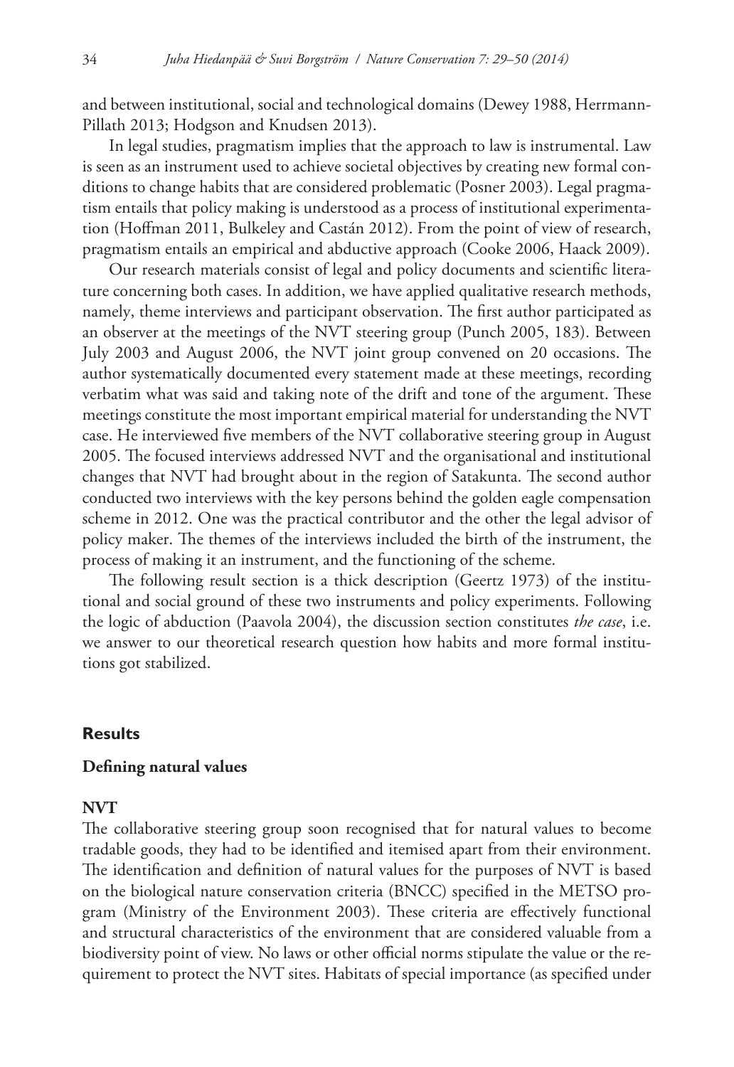and between institutional, social and technological domains (Dewey 1988, Herrmann-Pillath 2013; Hodgson and Knudsen 2013).

In legal studies, pragmatism implies that the approach to law is instrumental. Law is seen as an instrument used to achieve societal objectives by creating new formal conditions to change habits that are considered problematic (Posner 2003). Legal pragmatism entails that policy making is understood as a process of institutional experimentation (Hoffman 2011, Bulkeley and Castán 2012). From the point of view of research, pragmatism entails an empirical and abductive approach (Cooke 2006, Haack 2009).

Our research materials consist of legal and policy documents and scientific literature concerning both cases. In addition, we have applied qualitative research methods, namely, theme interviews and participant observation. The first author participated as an observer at the meetings of the NVT steering group (Punch 2005, 183). Between July 2003 and August 2006, the NVT joint group convened on 20 occasions. The author systematically documented every statement made at these meetings, recording verbatim what was said and taking note of the drift and tone of the argument. These meetings constitute the most important empirical material for understanding the NVT case. He interviewed five members of the NVT collaborative steering group in August 2005. The focused interviews addressed NVT and the organisational and institutional changes that NVT had brought about in the region of Satakunta. The second author conducted two interviews with the key persons behind the golden eagle compensation scheme in 2012. One was the practical contributor and the other the legal advisor of policy maker. The themes of the interviews included the birth of the instrument, the process of making it an instrument, and the functioning of the scheme.

The following result section is a thick description (Geertz 1973) of the institutional and social ground of these two instruments and policy experiments. Following the logic of abduction (Paavola 2004), the discussion section constitutes *the case*, i.e. we answer to our theoretical research question how habits and more formal institutions got stabilized.

## Results

### Defining natural values

#### NVT

The collaborative steering group soon recognised that for natural values to become tradable goods, they had to be identified and itemised apart from their environment. The identification and definition of natural values for the purposes of NVT is based on the biological nature conservation criteria (BNCC) specified in the METSO program (Ministry of the Environment 2003). These criteria are effectively functional and structural characteristics of the environment that are considered valuable from a biodiversity point of view. No laws or other official norms stipulate the value or the requirement to protect the NVT sites. Habitats of special importance (as specified under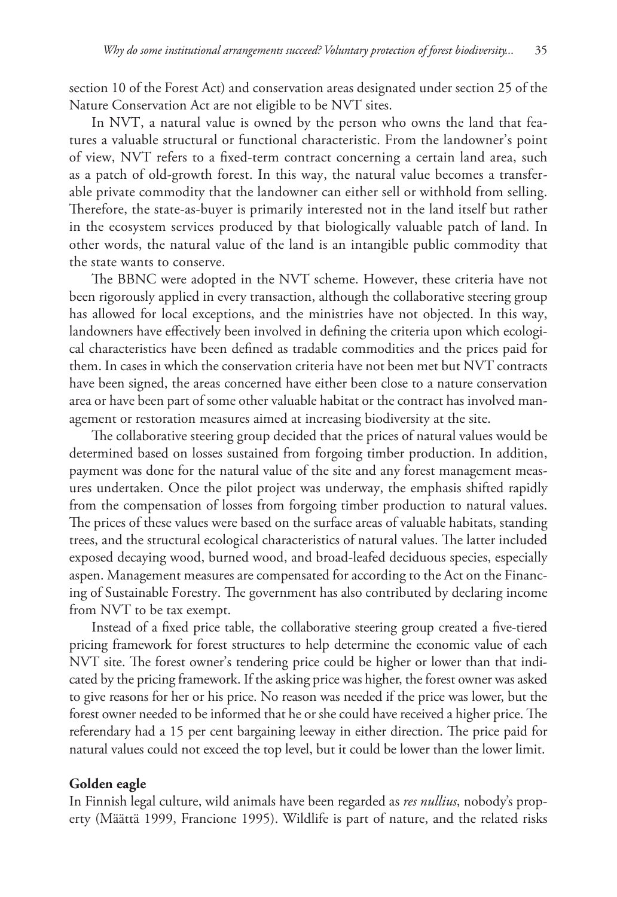section 10 of the Forest Act) and conservation areas designated under section 25 of the Nature Conservation Act are not eligible to be NVT sites.

In NVT, a natural value is owned by the person who owns the land that features a valuable structural or functional characteristic. From the landowner's point of view, NVT refers to a fixed-term contract concerning a certain land area, such as a patch of old-growth forest. In this way, the natural value becomes a transferable private commodity that the landowner can either sell or withhold from selling. Therefore, the state-as-buyer is primarily interested not in the land itself but rather in the ecosystem services produced by that biologically valuable patch of land. In other words, the natural value of the land is an intangible public commodity that the state wants to conserve.

The BBNC were adopted in the NVT scheme. However, these criteria have not been rigorously applied in every transaction, although the collaborative steering group has allowed for local exceptions, and the ministries have not objected. In this way, landowners have effectively been involved in defining the criteria upon which ecological characteristics have been defined as tradable commodities and the prices paid for them. In cases in which the conservation criteria have not been met but NVT contracts have been signed, the areas concerned have either been close to a nature conservation area or have been part of some other valuable habitat or the contract has involved management or restoration measures aimed at increasing biodiversity at the site.

The collaborative steering group decided that the prices of natural values would be determined based on losses sustained from forgoing timber production. In addition, payment was done for the natural value of the site and any forest management measures undertaken. Once the pilot project was underway, the emphasis shifted rapidly from the compensation of losses from forgoing timber production to natural values. The prices of these values were based on the surface areas of valuable habitats, standing trees, and the structural ecological characteristics of natural values. The latter included exposed decaying wood, burned wood, and broad-leafed deciduous species, especially aspen. Management measures are compensated for according to the Act on the Financing of Sustainable Forestry. The government has also contributed by declaring income from NVT to be tax exempt.

Instead of a fixed price table, the collaborative steering group created a five-tiered pricing framework for forest structures to help determine the economic value of each NVT site. The forest owner's tendering price could be higher or lower than that indicated by the pricing framework. If the asking price was higher, the forest owner was asked to give reasons for her or his price. No reason was needed if the price was lower, but the forest owner needed to be informed that he or she could have received a higher price. The referendary had a 15 per cent bargaining leeway in either direction. The price paid for natural values could not exceed the top level, but it could be lower than the lower limit.

## Golden eagle

In Finnish legal culture, wild animals have been regarded as *res nullius*, nobody's property (Määttä 1999, Francione 1995). Wildlife is part of nature, and the related risks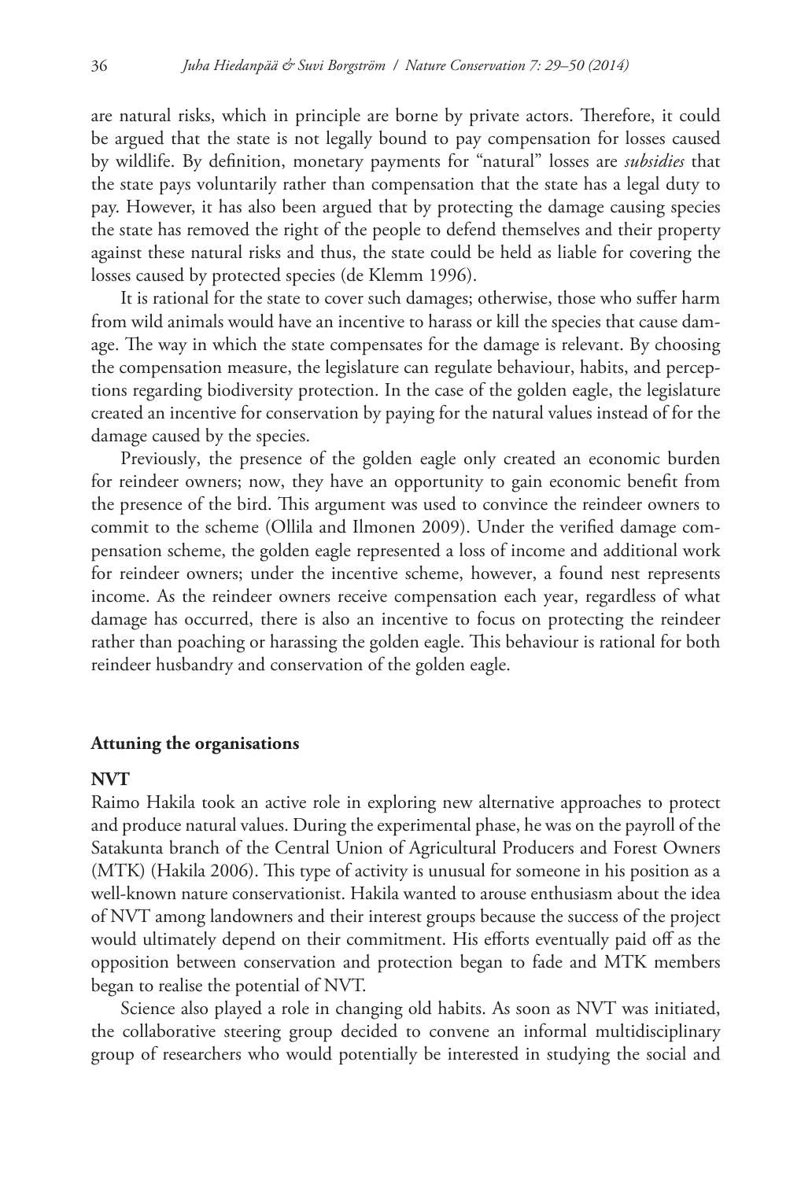are natural risks, which in principle are borne by private actors. Therefore, it could be argued that the state is not legally bound to pay compensation for losses caused by wildlife. By definition, monetary payments for "natural" losses are *subsidies* that the state pays voluntarily rather than compensation that the state has a legal duty to pay. However, it has also been argued that by protecting the damage causing species the state has removed the right of the people to defend themselves and their property against these natural risks and thus, the state could be held as liable for covering the losses caused by protected species (de Klemm 1996).

It is rational for the state to cover such damages; otherwise, those who suffer harm from wild animals would have an incentive to harass or kill the species that cause damage. The way in which the state compensates for the damage is relevant. By choosing the compensation measure, the legislature can regulate behaviour, habits, and perceptions regarding biodiversity protection. In the case of the golden eagle, the legislature created an incentive for conservation by paying for the natural values instead of for the damage caused by the species.

Previously, the presence of the golden eagle only created an economic burden for reindeer owners; now, they have an opportunity to gain economic benefit from the presence of the bird. This argument was used to convince the reindeer owners to commit to the scheme (Ollila and Ilmonen 2009). Under the verified damage compensation scheme, the golden eagle represented a loss of income and additional work for reindeer owners; under the incentive scheme, however, a found nest represents income. As the reindeer owners receive compensation each year, regardless of what damage has occurred, there is also an incentive to focus on protecting the reindeer rather than poaching or harassing the golden eagle. This behaviour is rational for both reindeer husbandry and conservation of the golden eagle.

## Attuning the organisations

### NVT

Raimo Hakila took an active role in exploring new alternative approaches to protect and produce natural values. During the experimental phase, he was on the payroll of the Satakunta branch of the Central Union of Agricultural Producers and Forest Owners (MTK) (Hakila 2006). This type of activity is unusual for someone in his position as a well-known nature conservationist. Hakila wanted to arouse enthusiasm about the idea of NVT among landowners and their interest groups because the success of the project would ultimately depend on their commitment. His efforts eventually paid off as the opposition between conservation and protection began to fade and MTK members began to realise the potential of NVT.

Science also played a role in changing old habits. As soon as NVT was initiated, the collaborative steering group decided to convene an informal multidisciplinary group of researchers who would potentially be interested in studying the social and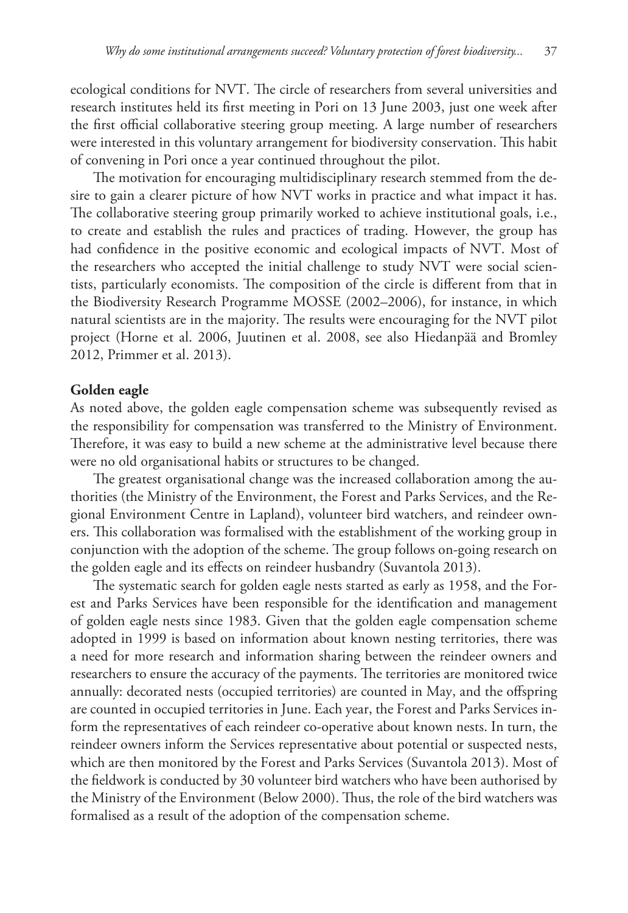ecological conditions for NVT. The circle of researchers from several universities and research institutes held its first meeting in Pori on 13 June 2003, just one week after the first official collaborative steering group meeting. A large number of researchers were interested in this voluntary arrangement for biodiversity conservation. This habit of convening in Pori once a year continued throughout the pilot.

The motivation for encouraging multidisciplinary research stemmed from the desire to gain a clearer picture of how NVT works in practice and what impact it has. The collaborative steering group primarily worked to achieve institutional goals, i.e., to create and establish the rules and practices of trading. However, the group has had confidence in the positive economic and ecological impacts of NVT. Most of the researchers who accepted the initial challenge to study NVT were social scientists, particularly economists. The composition of the circle is different from that in the Biodiversity Research Programme MOSSE (2002–2006), for instance, in which natural scientists are in the majority. The results were encouraging for the NVT pilot project (Horne et al. 2006, Juutinen et al. 2008, see also Hiedanpää and Bromley 2012, Primmer et al. 2013).

**Golden eagle**

As noted above, the golden eagle compensation scheme was subsequently revised as the responsibility for compensation was transferred to the Ministry of Environment. Therefore, it was easy to build a new scheme at the administrative level because there were no old organisational habits or structures to be changed.

The greatest organisational change was the increased collaboration among the authorities (the Ministry of the Environment, the Forest and Parks Services, and the Regional Environment Centre in Lapland), volunteer bird watchers, and reindeer owners. This collaboration was formalised with the establishment of the working group in conjunction with the adoption of the scheme. The group follows on-going research on the golden eagle and its effects on reindeer husbandry (Suvantola 2013).

The systematic search for golden eagle nests started as early as 1958, and the Forest and Parks Services have been responsible for the identification and management of golden eagle nests since 1983. Given that the golden eagle compensation scheme adopted in 1999 is based on information about known nesting territories, there was a need for more research and information sharing between the reindeer owners and researchers to ensure the accuracy of the payments. The territories are monitored twice annually: decorated nests (occupied territories) are counted in May, and the offspring are counted in occupied territories in June. Each year, the Forest and Parks Services inform the representatives of each reindeer co-operative about known nests. In turn, the reindeer owners inform the Services representative about potential or suspected nests, which are then monitored by the Forest and Parks Services (Suvantola 2013). Most of the fieldwork is conducted by 30 volunteer bird watchers who have been authorised by the Ministry of the Environment (Below 2000). Thus, the role of the bird watchers was formalised as a result of the adoption of the compensation scheme.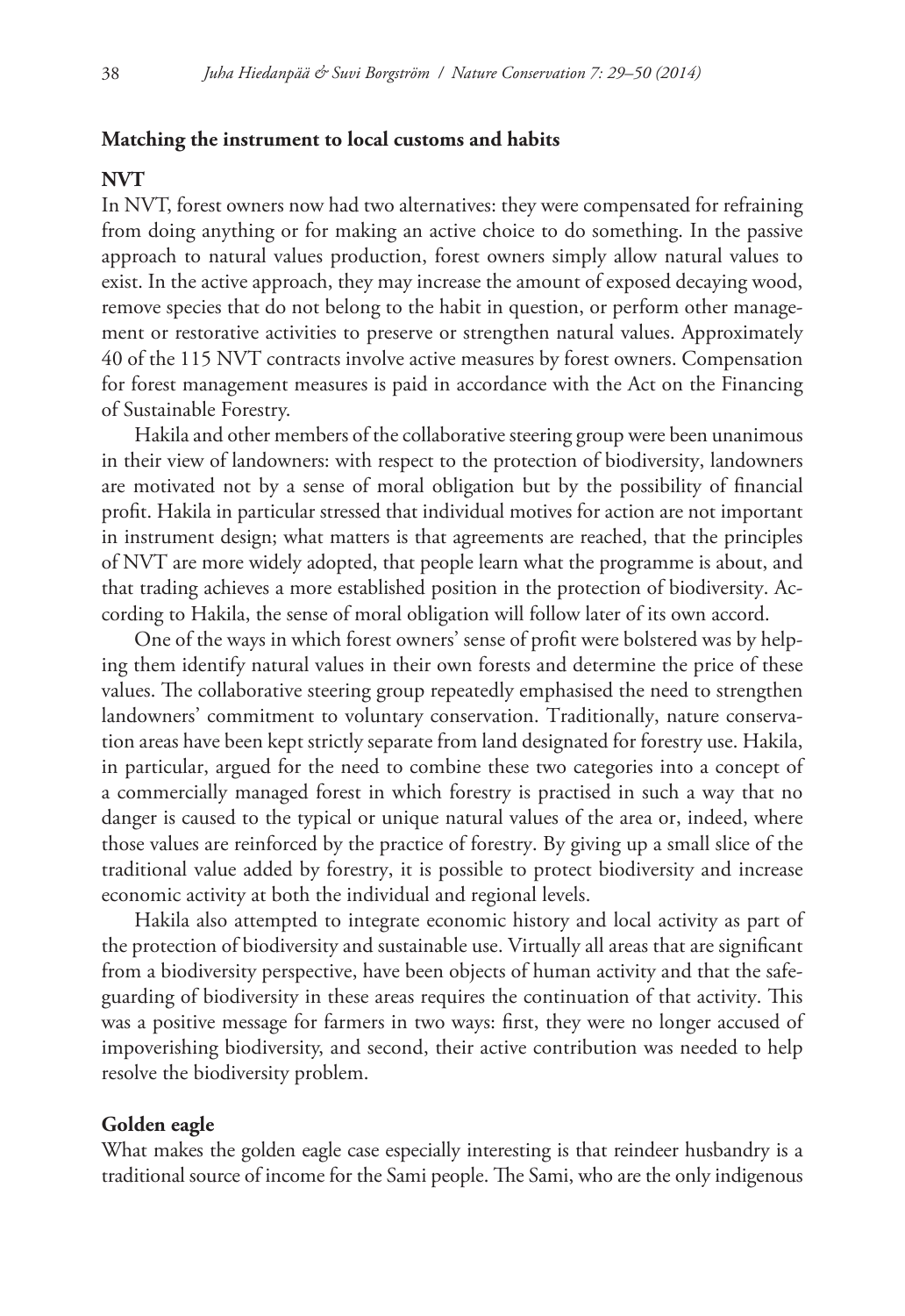## Matching the instrument to local customs and habits

### NVT

In NVT, forest owners now had two alternatives: they were compensated for refraining from doing anything or for making an active choice to do something. In the passive approach to natural values production, forest owners simply allow natural values to exist. In the active approach, they may increase the amount of exposed decaying wood, remove species that do not belong to the habit in question, or perform other management or restorative activities to preserve or strengthen natural values. Approximately 40 of the 115 NVT contracts involve active measures by forest owners. Compensation for forest management measures is paid in accordance with the Act on the Financing of Sustainable Forestry.

Hakila and other members of the collaborative steering group were been unanimous in their view of landowners: with respect to the protection of biodiversity, landowners are motivated not by a sense of moral obligation but by the possibility of financial profit. Hakila in particular stressed that individual motives for action are not important in instrument design; what matters is that agreements are reached, that the principles of NVT are more widely adopted, that people learn what the programme is about, and that trading achieves a more established position in the protection of biodiversity. According to Hakila, the sense of moral obligation will follow later of its own accord.

One of the ways in which forest owners' sense of profit were bolstered was by helping them identify natural values in their own forests and determine the price of these values. The collaborative steering group repeatedly emphasised the need to strengthen landowners' commitment to voluntary conservation. Traditionally, nature conservation areas have been kept strictly separate from land designated for forestry use. Hakila, in particular, argued for the need to combine these two categories into a concept of a commercially managed forest in which forestry is practised in such a way that no danger is caused to the typical or unique natural values of the area or, indeed, where those values are reinforced by the practice of forestry. By giving up a small slice of the traditional value added by forestry, it is possible to protect biodiversity and increase economic activity at both the individual and regional levels.

Hakila also attempted to integrate economic history and local activity as part of the protection of biodiversity and sustainable use. Virtually all areas that are significant from a biodiversity perspective, have been objects of human activity and that the safeguarding of biodiversity in these areas requires the continuation of that activity. This was a positive message for farmers in two ways: first, they were no longer accused of impoverishing biodiversity, and second, their active contribution was needed to help resolve the biodiversity problem.

### Golden eagle

What makes the golden eagle case especially interesting is that reindeer husbandry is a traditional source of income for the Sami people. The Sami, who are the only indigenous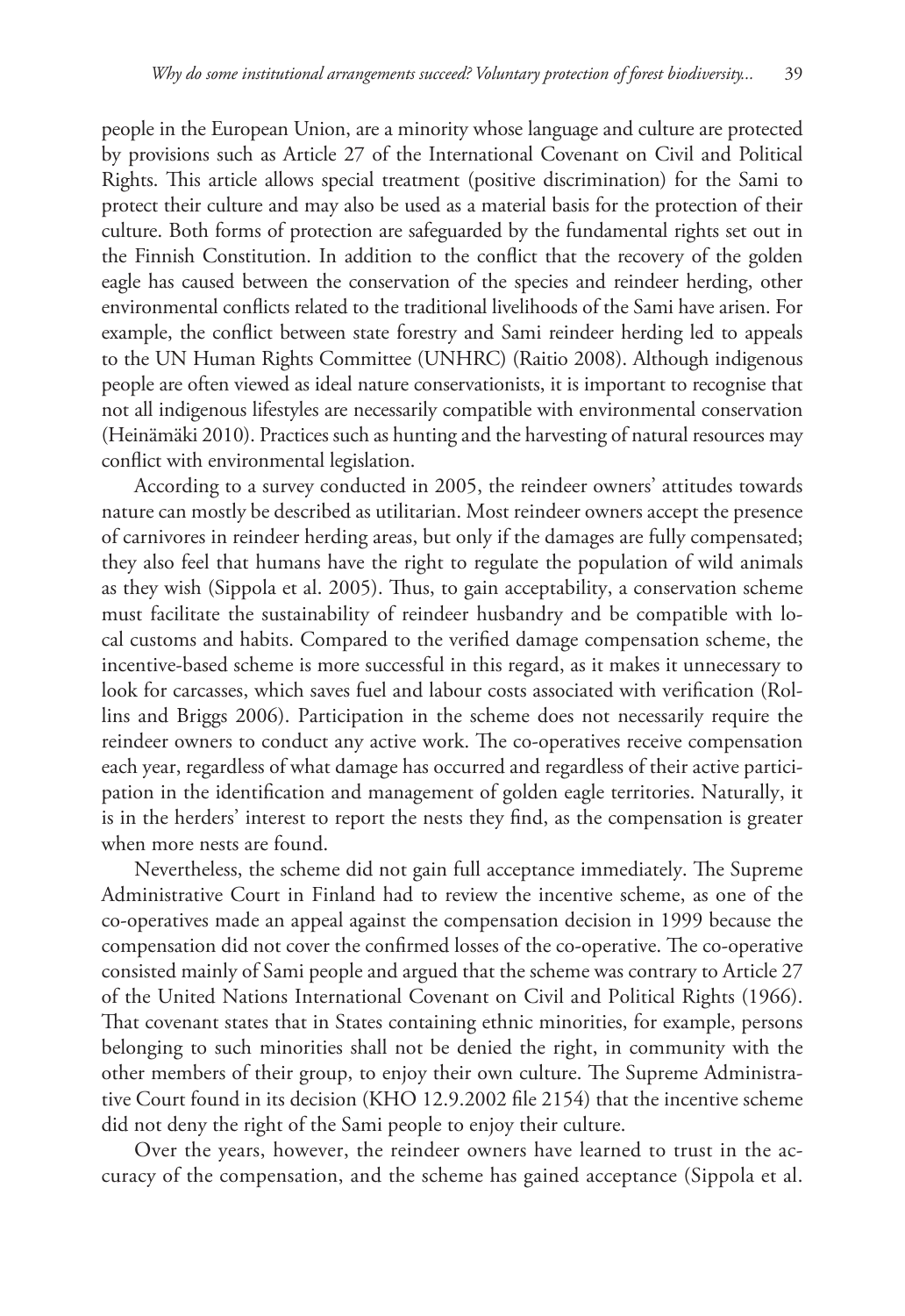people in the European Union, are a minority whose language and culture are protected by provisions such as Article 27 of the International Covenant on Civil and Political Rights. This article allows special treatment (positive discrimination) for the Sami to protect their culture and may also be used as a material basis for the protection of their culture. Both forms of protection are safeguarded by the fundamental rights set out in the Finnish Constitution. In addition to the conflict that the recovery of the golden eagle has caused between the conservation of the species and reindeer herding, other environmental conflicts related to the traditional livelihoods of the Sami have arisen. For example, the conflict between state forestry and Sami reindeer herding led to appeals to the UN Human Rights Committee (UNHRC) (Raitio 2008). Although indigenous people are often viewed as ideal nature conservationists, it is important to recognise that not all indigenous lifestyles are necessarily compatible with environmental conservation (Heinämäki 2010). Practices such as hunting and the harvesting of natural resources may conflict with environmental legislation.

According to a survey conducted in 2005, the reindeer owners' attitudes towards nature can mostly be described as utilitarian. Most reindeer owners accept the presence of carnivores in reindeer herding areas, but only if the damages are fully compensated; they also feel that humans have the right to regulate the population of wild animals as they wish (Sippola et al. 2005). Thus, to gain acceptability, a conservation scheme must facilitate the sustainability of reindeer husbandry and be compatible with local customs and habits. Compared to the verified damage compensation scheme, the incentive-based scheme is more successful in this regard, as it makes it unnecessary to look for carcasses, which saves fuel and labour costs associated with verification (Rollins and Briggs 2006). Participation in the scheme does not necessarily require the reindeer owners to conduct any active work. The co-operatives receive compensation each year, regardless of what damage has occurred and regardless of their active participation in the identification and management of golden eagle territories. Naturally, it is in the herders' interest to report the nests they find, as the compensation is greater when more nests are found.

Nevertheless, the scheme did not gain full acceptance immediately. The Supreme Administrative Court in Finland had to review the incentive scheme, as one of the co-operatives made an appeal against the compensation decision in 1999 because the compensation did not cover the confirmed losses of the co-operative. The co-operative consisted mainly of Sami people and argued that the scheme was contrary to Article 27 of the United Nations International Covenant on Civil and Political Rights (1966). That covenant states that in States containing ethnic minorities, for example, persons belonging to such minorities shall not be denied the right, in community with the other members of their group, to enjoy their own culture. The Supreme Administrative Court found in its decision (KHO 12.9.2002 file 2154) that the incentive scheme did not deny the right of the Sami people to enjoy their culture.

Over the years, however, the reindeer owners have learned to trust in the accuracy of the compensation, and the scheme has gained acceptance (Sippola et al.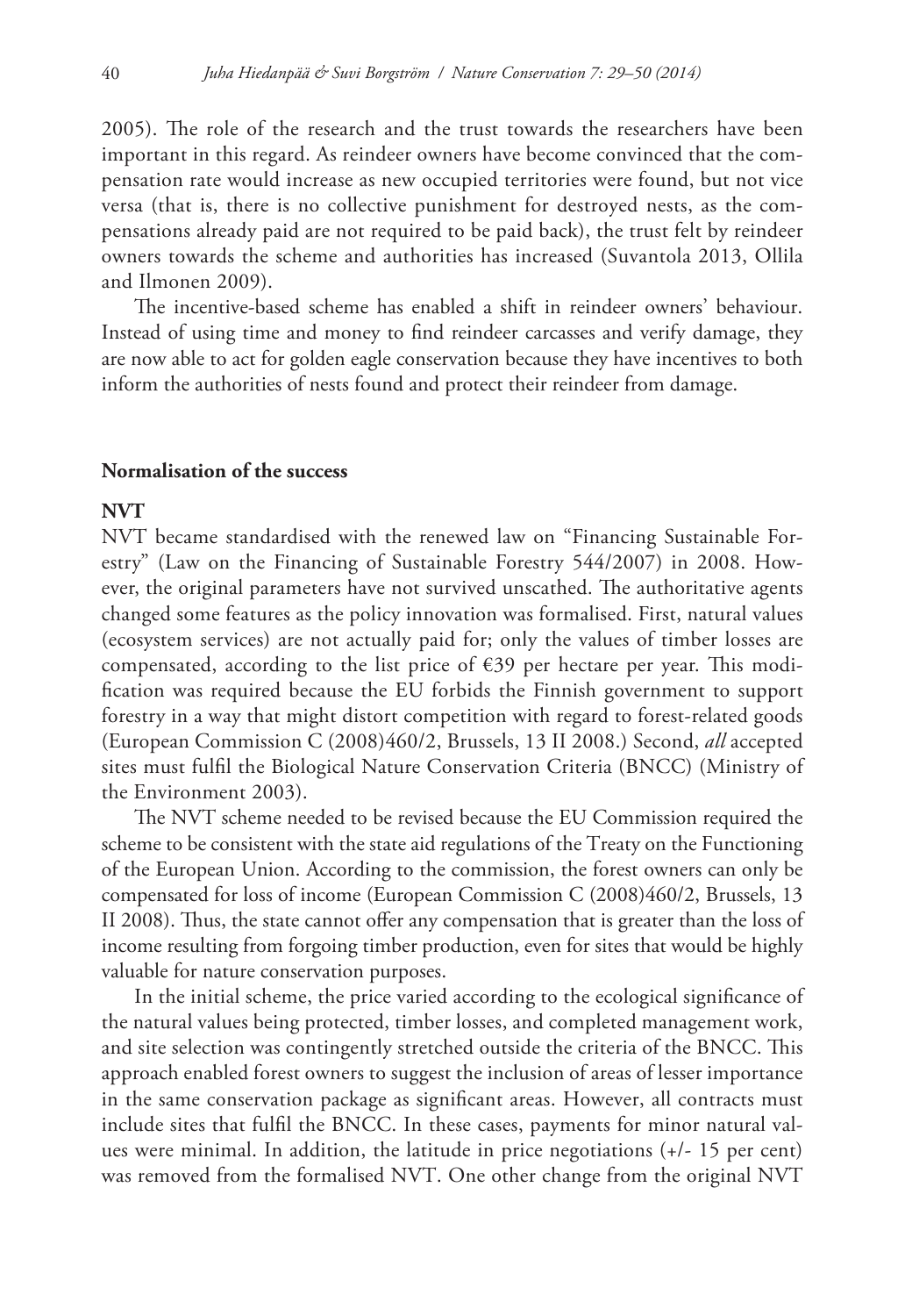2005). The role of the research and the trust towards the researchers have been important in this regard. As reindeer owners have become convinced that the compensation rate would increase as new occupied territories were found, but not vice versa (that is, there is no collective punishment for destroyed nests, as the compensations already paid are not required to be paid back), the trust felt by reindeer owners towards the scheme and authorities has increased (Suvantola 2013, Ollila and Ilmonen 2009).

The incentive-based scheme has enabled a shift in reindeer owners' behaviour. Instead of using time and money to find reindeer carcasses and verify damage, they are now able to act for golden eagle conservation because they have incentives to both inform the authorities of nests found and protect their reindeer from damage.

## Normalisation of the success

### NVT

NVT became standardised with the renewed law on "Financing Sustainable Forestry" (Law on the Financing of Sustainable Forestry 544/2007) in 2008. However, the original parameters have not survived unscathed. The authoritative agents changed some features as the policy innovation was formalised. First, natural values (ecosystem services) are not actually paid for; only the values of timber losses are compensated, according to the list price of €39 per hectare per year. This modification was required because the EU forbids the Finnish government to support forestry in a way that might distort competition with regard to forest-related goods (European Commission C (2008)460/2, Brussels, 13 II 2008.) Second, *all* accepted sites must fulfil the Biological Nature Conservation Criteria (BNCC) (Ministry of the Environment 2003).

The NVT scheme needed to be revised because the EU Commission required the scheme to be consistent with the state aid regulations of the Treaty on the Functioning of the European Union. According to the commission, the forest owners can only be compensated for loss of income (European Commission C (2008)460/2, Brussels, 13 II 2008). Thus, the state cannot offer any compensation that is greater than the loss of income resulting from forgoing timber production, even for sites that would be highly valuable for nature conservation purposes.

In the initial scheme, the price varied according to the ecological significance of the natural values being protected, timber losses, and completed management work, and site selection was contingently stretched outside the criteria of the BNCC. This approach enabled forest owners to suggest the inclusion of areas of lesser importance in the same conservation package as significant areas. However, all contracts must include sites that fulfil the BNCC. In these cases, payments for minor natural values were minimal. In addition, the latitude in price negotiations (+/- 15 per cent) was removed from the formalised NVT. One other change from the original NVT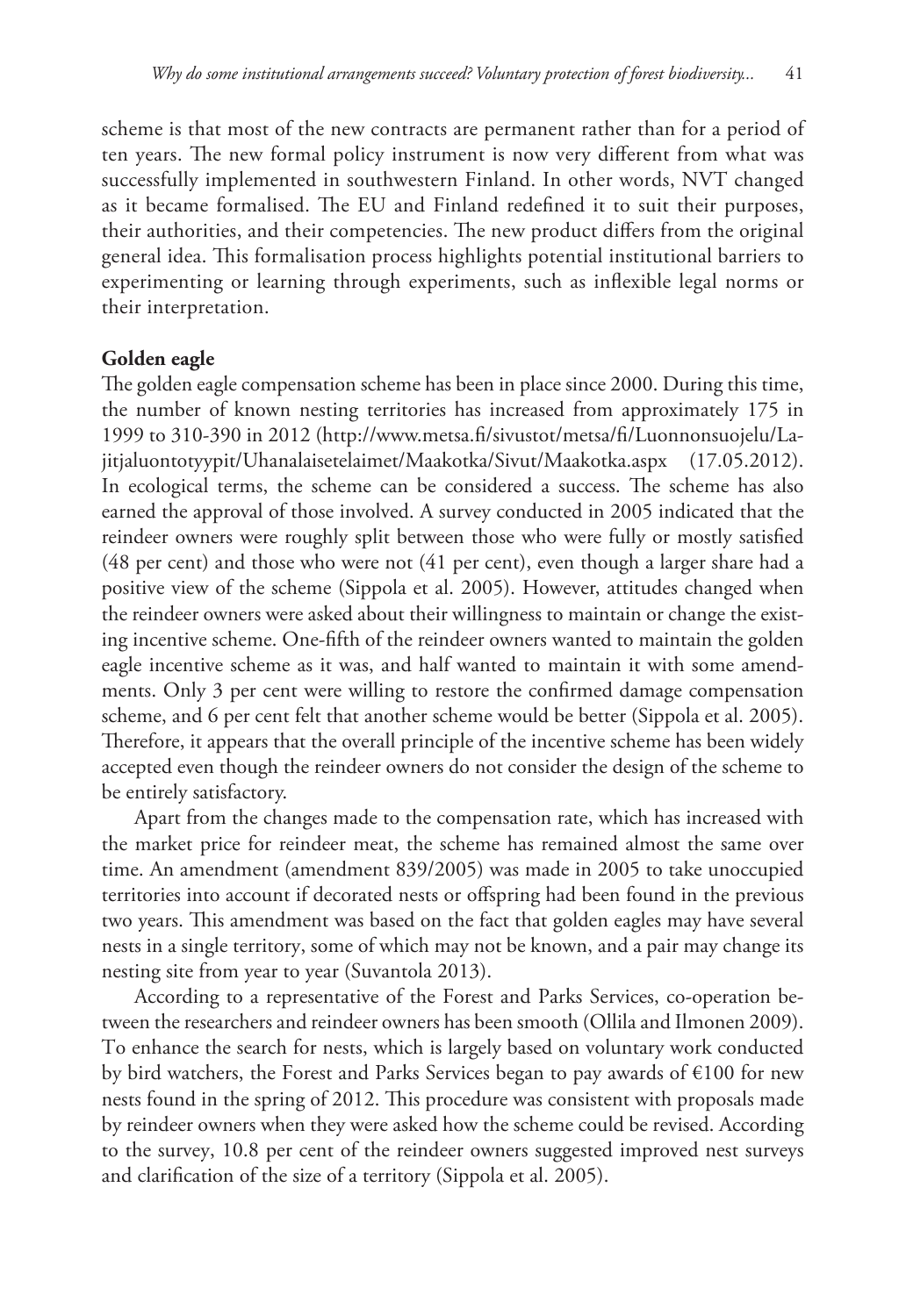scheme is that most of the new contracts are permanent rather than for a period of ten years. The new formal policy instrument is now very different from what was successfully implemented in southwestern Finland. In other words, NVT changed as it became formalised. The EU and Finland redefined it to suit their purposes, their authorities, and their competencies. The new product differs from the original general idea. This formalisation process highlights potential institutional barriers to experimenting or learning through experiments, such as inflexible legal norms or their interpretation.

**Golden eagle**

The golden eagle compensation scheme has been in place since 2000. During this time, the number of known nesting territories has increased from approximately 175 in 1999 to 310-390 in 2012 (http://www.metsa.fi/sivustot/metsa/fi/Luonnonsuojelu/Lajitjaluontotyypit/Uhanalaisetelaimet/Maakotka/Sivut/Maakotka.aspx (17.05.2012). In ecological terms, the scheme can be considered a success. The scheme has also earned the approval of those involved. A survey conducted in 2005 indicated that the reindeer owners were roughly split between those who were fully or mostly satisfied (48 per cent) and those who were not (41 per cent), even though a larger share had a positive view of the scheme (Sippola et al. 2005). However, attitudes changed when the reindeer owners were asked about their willingness to maintain or change the existing incentive scheme. One-fifth of the reindeer owners wanted to maintain the golden eagle incentive scheme as it was, and half wanted to maintain it with some amendments. Only 3 per cent were willing to restore the confirmed damage compensation scheme, and 6 per cent felt that another scheme would be better (Sippola et al. 2005). Therefore, it appears that the overall principle of the incentive scheme has been widely accepted even though the reindeer owners do not consider the design of the scheme to be entirely satisfactory.

Apart from the changes made to the compensation rate, which has increased with the market price for reindeer meat, the scheme has remained almost the same over time. An amendment (amendment 839/2005) was made in 2005 to take unoccupied territories into account if decorated nests or offspring had been found in the previous two years. This amendment was based on the fact that golden eagles may have several nests in a single territory, some of which may not be known, and a pair may change its nesting site from year to year (Suvantola 2013).

According to a representative of the Forest and Parks Services, co-operation between the researchers and reindeer owners has been smooth (Ollila and Ilmonen 2009). To enhance the search for nests, which is largely based on voluntary work conducted by bird watchers, the Forest and Parks Services began to pay awards of €100 for new nests found in the spring of 2012. This procedure was consistent with proposals made by reindeer owners when they were asked how the scheme could be revised. According to the survey, 10.8 per cent of the reindeer owners suggested improved nest surveys and clarification of the size of a territory (Sippola et al. 2005).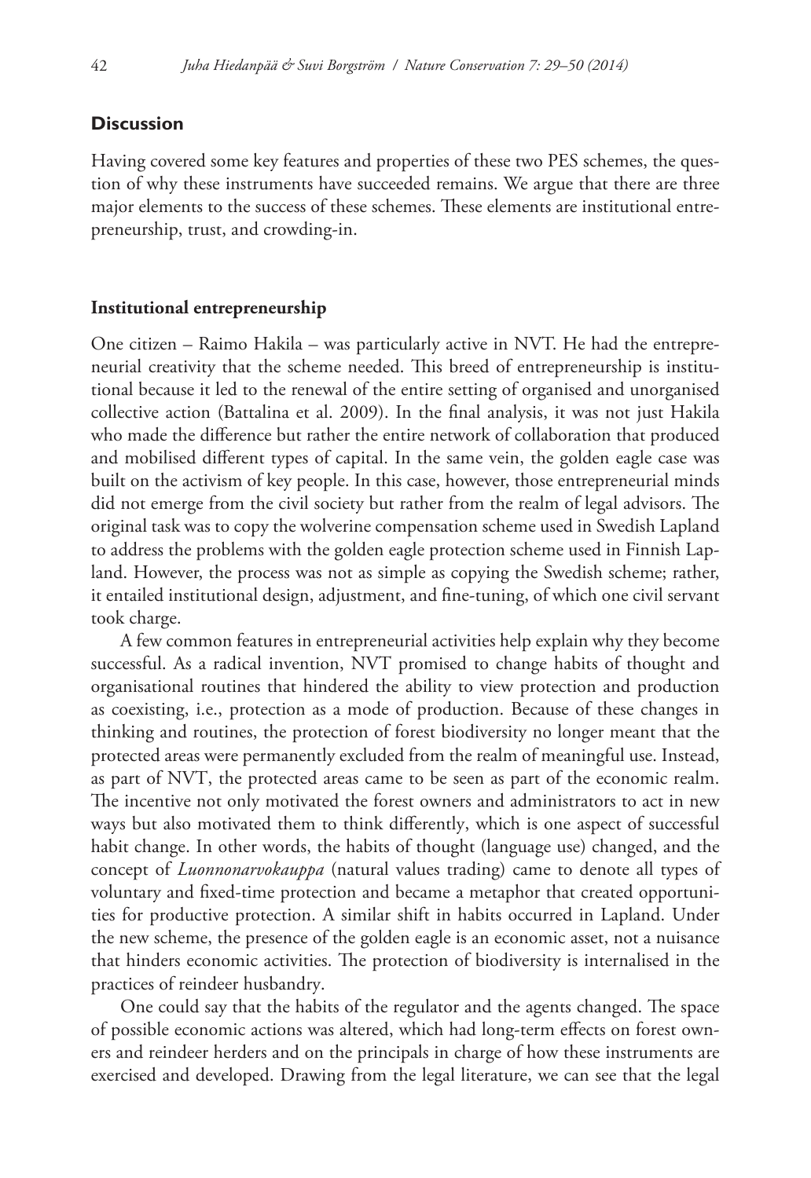## Discussion

Having covered some key features and properties of these two PES schemes, the question of why these instruments have succeeded remains. We argue that there are three major elements to the success of these schemes. These elements are institutional entrepreneurship, trust, and crowding-in.

### Institutional entrepreneurship

One citizen – Raimo Hakila – was particularly active in NVT. He had the entrepreneurial creativity that the scheme needed. This breed of entrepreneurship is institutional because it led to the renewal of the entire setting of organised and unorganised collective action (Battalina et al. 2009). In the final analysis, it was not just Hakila who made the difference but rather the entire network of collaboration that produced and mobilised different types of capital. In the same vein, the golden eagle case was built on the activism of key people. In this case, however, those entrepreneurial minds did not emerge from the civil society but rather from the realm of legal advisors. The original task was to copy the wolverine compensation scheme used in Swedish Lapland to address the problems with the golden eagle protection scheme used in Finnish Lapland. However, the process was not as simple as copying the Swedish scheme; rather, it entailed institutional design, adjustment, and fine-tuning, of which one civil servant took charge.

A few common features in entrepreneurial activities help explain why they become successful. As a radical invention, NVT promised to change habits of thought and organisational routines that hindered the ability to view protection and production as coexisting, i.e., protection as a mode of production. Because of these changes in thinking and routines, the protection of forest biodiversity no longer meant that the protected areas were permanently excluded from the realm of meaningful use. Instead, as part of NVT, the protected areas came to be seen as part of the economic realm. The incentive not only motivated the forest owners and administrators to act in new ways but also motivated them to think differently, which is one aspect of successful habit change. In other words, the habits of thought (language use) changed, and the concept of *Luonnonarvokauppa* (natural values trading) came to denote all types of voluntary and fixed-time protection and became a metaphor that created opportunities for productive protection. A similar shift in habits occurred in Lapland. Under the new scheme, the presence of the golden eagle is an economic asset, not a nuisance that hinders economic activities. The protection of biodiversity is internalised in the practices of reindeer husbandry.

One could say that the habits of the regulator and the agents changed. The space of possible economic actions was altered, which had long-term effects on forest owners and reindeer herders and on the principals in charge of how these instruments are exercised and developed. Drawing from the legal literature, we can see that the legal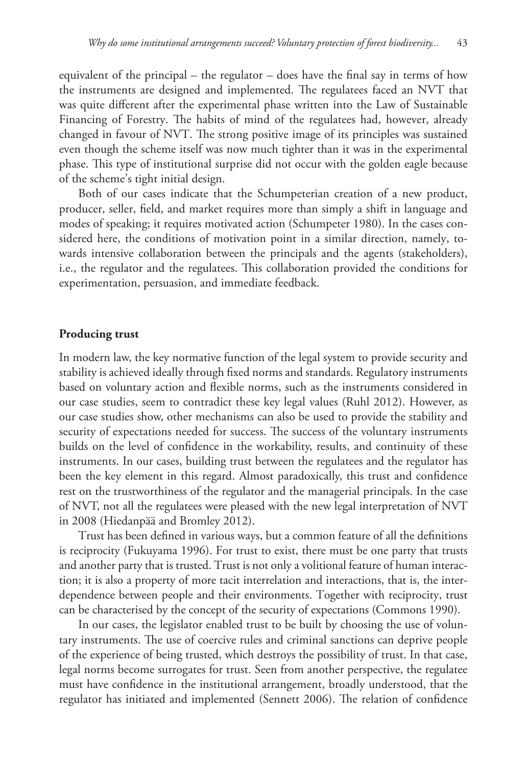equivalent of the principal – the regulator – does have the final say in terms of how the instruments are designed and implemented. The regulatees faced an NVT that was quite different after the experimental phase written into the Law of Sustainable Financing of Forestry. The habits of mind of the regulatees had, however, already changed in favour of NVT. The strong positive image of its principles was sustained even though the scheme itself was now much tighter than it was in the experimental phase. This type of institutional surprise did not occur with the golden eagle because of the scheme's tight initial design.

Both of our cases indicate that the Schumpeterian creation of a new product, producer, seller, field, and market requires more than simply a shift in language and modes of speaking; it requires motivated action (Schumpeter 1980). In the cases considered here, the conditions of motivation point in a similar direction, namely, towards intensive collaboration between the principals and the agents (stakeholders), i.e., the regulator and the regulatees. This collaboration provided the conditions for experimentation, persuasion, and immediate feedback.

## Producing trust

In modern law, the key normative function of the legal system to provide security and stability is achieved ideally through fixed norms and standards. Regulatory instruments based on voluntary action and flexible norms, such as the instruments considered in our case studies, seem to contradict these key legal values (Ruhl 2012). However, as our case studies show, other mechanisms can also be used to provide the stability and security of expectations needed for success. The success of the voluntary instruments builds on the level of confidence in the workability, results, and continuity of these instruments. In our cases, building trust between the regulatees and the regulator has been the key element in this regard. Almost paradoxically, this trust and confidence rest on the trustworthiness of the regulator and the managerial principals. In the case of NVT, not all the regulatees were pleased with the new legal interpretation of NVT in 2008 (Hiedanpää and Bromley 2012).

Trust has been defined in various ways, but a common feature of all the definitions is reciprocity (Fukuyama 1996). For trust to exist, there must be one party that trusts and another party that is trusted. Trust is not only a volitional feature of human interaction; it is also a property of more tacit interrelation and interactions, that is, the interdependence between people and their environments. Together with reciprocity, trust can be characterised by the concept of the security of expectations (Commons 1990).

In our cases, the legislator enabled trust to be built by choosing the use of voluntary instruments. The use of coercive rules and criminal sanctions can deprive people of the experience of being trusted, which destroys the possibility of trust. In that case, legal norms become surrogates for trust. Seen from another perspective, the regulatee must have confidence in the institutional arrangement, broadly understood, that the regulator has initiated and implemented (Sennett 2006). The relation of confidence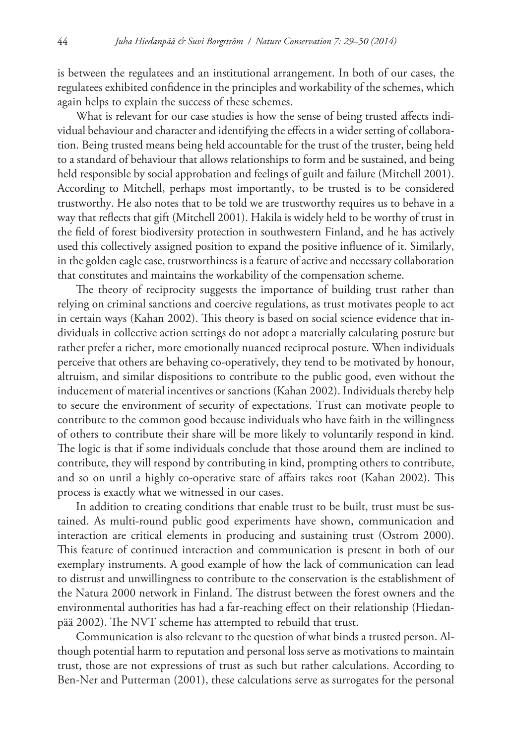is between the regulatees and an institutional arrangement. In both of our cases, the regulatees exhibited confidence in the principles and workability of the schemes, which again helps to explain the success of these schemes.

What is relevant for our case studies is how the sense of being trusted affects individual behaviour and character and identifying the effects in a wider setting of collaboration. Being trusted means being held accountable for the trust of the truster, being held to a standard of behaviour that allows relationships to form and be sustained, and being held responsible by social approbation and feelings of guilt and failure (Mitchell 2001). According to Mitchell, perhaps most importantly, to be trusted is to be considered trustworthy. He also notes that to be told we are trustworthy requires us to behave in a way that reflects that gift (Mitchell 2001). Hakila is widely held to be worthy of trust in the field of forest biodiversity protection in southwestern Finland, and he has actively used this collectively assigned position to expand the positive influence of it. Similarly, in the golden eagle case, trustworthiness is a feature of active and necessary collaboration that constitutes and maintains the workability of the compensation scheme.

The theory of reciprocity suggests the importance of building trust rather than relying on criminal sanctions and coercive regulations, as trust motivates people to act in certain ways (Kahan 2002). This theory is based on social science evidence that individuals in collective action settings do not adopt a materially calculating posture but rather prefer a richer, more emotionally nuanced reciprocal posture. When individuals perceive that others are behaving co-operatively, they tend to be motivated by honour, altruism, and similar dispositions to contribute to the public good, even without the inducement of material incentives or sanctions (Kahan 2002). Individuals thereby help to secure the environment of security of expectations. Trust can motivate people to contribute to the common good because individuals who have faith in the willingness of others to contribute their share will be more likely to voluntarily respond in kind. The logic is that if some individuals conclude that those around them are inclined to contribute, they will respond by contributing in kind, prompting others to contribute, and so on until a highly co-operative state of affairs takes root (Kahan 2002). This process is exactly what we witnessed in our cases.

In addition to creating conditions that enable trust to be built, trust must be sustained. As multi-round public good experiments have shown, communication and interaction are critical elements in producing and sustaining trust (Ostrom 2000). This feature of continued interaction and communication is present in both of our exemplary instruments. A good example of how the lack of communication can lead to distrust and unwillingness to contribute to the conservation is the establishment of the Natura 2000 network in Finland. The distrust between the forest owners and the environmental authorities has had a far-reaching effect on their relationship (Hiedanpää 2002). The NVT scheme has attempted to rebuild that trust.

Communication is also relevant to the question of what binds a trusted person. Although potential harm to reputation and personal loss serve as motivations to maintain trust, those are not expressions of trust as such but rather calculations. According to Ben-Ner and Putterman (2001), these calculations serve as surrogates for the personal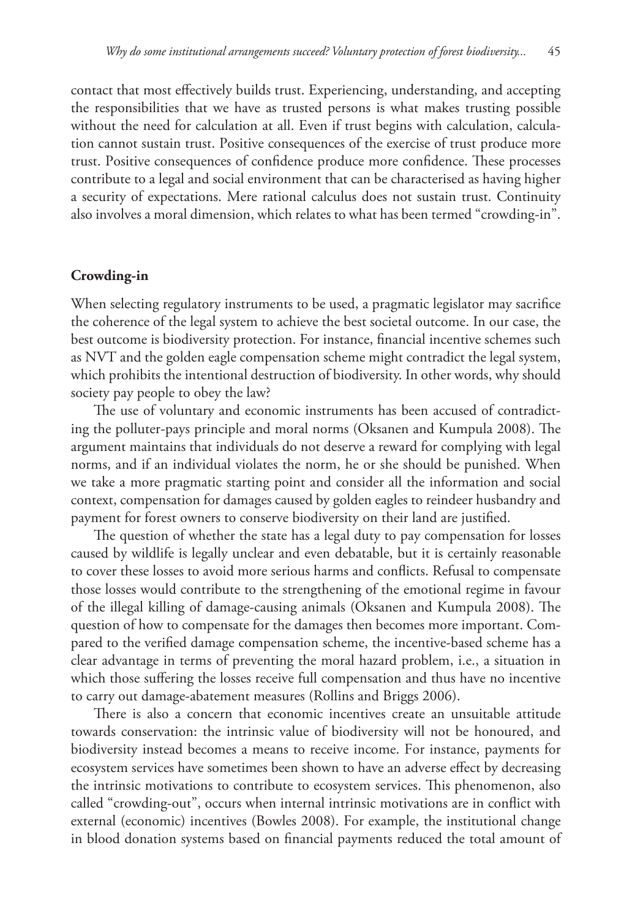contact that most effectively builds trust. Experiencing, understanding, and accepting the responsibilities that we have as trusted persons is what makes trusting possible without the need for calculation at all. Even if trust begins with calculation, calculation cannot sustain trust. Positive consequences of the exercise of trust produce more trust. Positive consequences of confidence produce more confidence. These processes contribute to a legal and social environment that can be characterised as having higher a security of expectations. Mere rational calculus does not sustain trust. Continuity also involves a moral dimension, which relates to what has been termed "crowding-in".

## Crowding-in

When selecting regulatory instruments to be used, a pragmatic legislator may sacrifice the coherence of the legal system to achieve the best societal outcome. In our case, the best outcome is biodiversity protection. For instance, financial incentive schemes such as NVT and the golden eagle compensation scheme might contradict the legal system, which prohibits the intentional destruction of biodiversity. In other words, why should society pay people to obey the law?

The use of voluntary and economic instruments has been accused of contradicting the polluter-pays principle and moral norms (Oksanen and Kumpula 2008). The argument maintains that individuals do not deserve a reward for complying with legal norms, and if an individual violates the norm, he or she should be punished. When we take a more pragmatic starting point and consider all the information and social context, compensation for damages caused by golden eagles to reindeer husbandry and payment for forest owners to conserve biodiversity on their land are justified.

The question of whether the state has a legal duty to pay compensation for losses caused by wildlife is legally unclear and even debatable, but it is certainly reasonable to cover these losses to avoid more serious harms and conflicts. Refusal to compensate those losses would contribute to the strengthening of the emotional regime in favour of the illegal killing of damage-causing animals (Oksanen and Kumpula 2008). The question of how to compensate for the damages then becomes more important. Compared to the verified damage compensation scheme, the incentive-based scheme has a clear advantage in terms of preventing the moral hazard problem, i.e., a situation in which those suffering the losses receive full compensation and thus have no incentive to carry out damage-abatement measures (Rollins and Briggs 2006).

There is also a concern that economic incentives create an unsuitable attitude towards conservation: the intrinsic value of biodiversity will not be honoured, and biodiversity instead becomes a means to receive income. For instance, payments for ecosystem services have sometimes been shown to have an adverse effect by decreasing the intrinsic motivations to contribute to ecosystem services. This phenomenon, also called "crowding-out", occurs when internal intrinsic motivations are in conflict with external (economic) incentives (Bowles 2008). For example, the institutional change in blood donation systems based on financial payments reduced the total amount of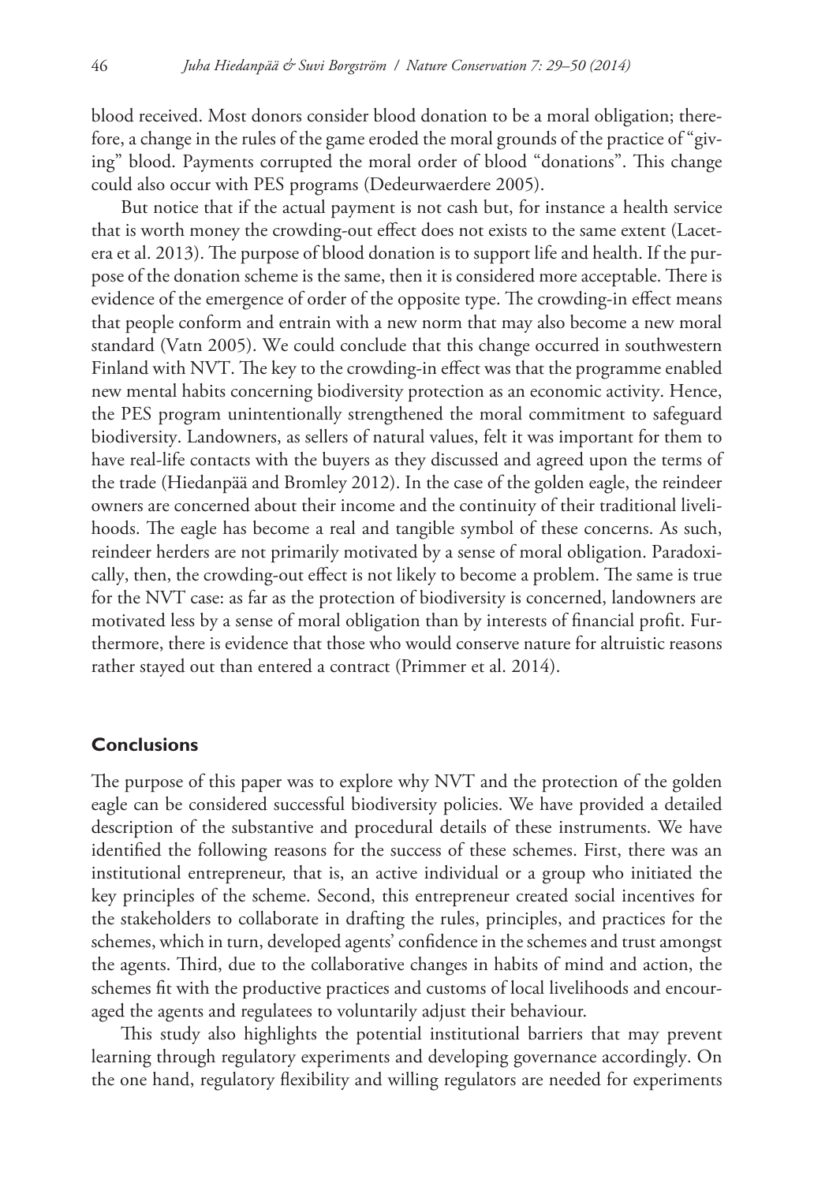blood received. Most donors consider blood donation to be a moral obligation; therefore, a change in the rules of the game eroded the moral grounds of the practice of "giving" blood. Payments corrupted the moral order of blood "donations". This change could also occur with PES programs (Dedeurwaerdere 2005).

But notice that if the actual payment is not cash but, for instance a health service that is worth money the crowding-out effect does not exists to the same extent (Lacetera et al. 2013). The purpose of blood donation is to support life and health. If the purpose of the donation scheme is the same, then it is considered more acceptable. There is evidence of the emergence of order of the opposite type. The crowding-in effect means that people conform and entrain with a new norm that may also become a new moral standard (Vatn 2005). We could conclude that this change occurred in southwestern Finland with NVT. The key to the crowding-in effect was that the programme enabled new mental habits concerning biodiversity protection as an economic activity. Hence, the PES program unintentionally strengthened the moral commitment to safeguard biodiversity. Landowners, as sellers of natural values, felt it was important for them to have real-life contacts with the buyers as they discussed and agreed upon the terms of the trade (Hiedanpää and Bromley 2012). In the case of the golden eagle, the reindeer owners are concerned about their income and the continuity of their traditional livelihoods. The eagle has become a real and tangible symbol of these concerns. As such, reindeer herders are not primarily motivated by a sense of moral obligation. Paradoxically, then, the crowding-out effect is not likely to become a problem. The same is true for the NVT case: as far as the protection of biodiversity is concerned, landowners are motivated less by a sense of moral obligation than by interests of financial profit. Furthermore, there is evidence that those who would conserve nature for altruistic reasons rather stayed out than entered a contract (Primmer et al. 2014).

## Conclusions

The purpose of this paper was to explore why NVT and the protection of the golden eagle can be considered successful biodiversity policies. We have provided a detailed description of the substantive and procedural details of these instruments. We have identified the following reasons for the success of these schemes. First, there was an institutional entrepreneur, that is, an active individual or a group who initiated the key principles of the scheme. Second, this entrepreneur created social incentives for the stakeholders to collaborate in drafting the rules, principles, and practices for the schemes, which in turn, developed agents' confidence in the schemes and trust amongst the agents. Third, due to the collaborative changes in habits of mind and action, the schemes fit with the productive practices and customs of local livelihoods and encouraged the agents and regulatees to voluntarily adjust their behaviour.

This study also highlights the potential institutional barriers that may prevent learning through regulatory experiments and developing governance accordingly. On the one hand, regulatory flexibility and willing regulators are needed for experiments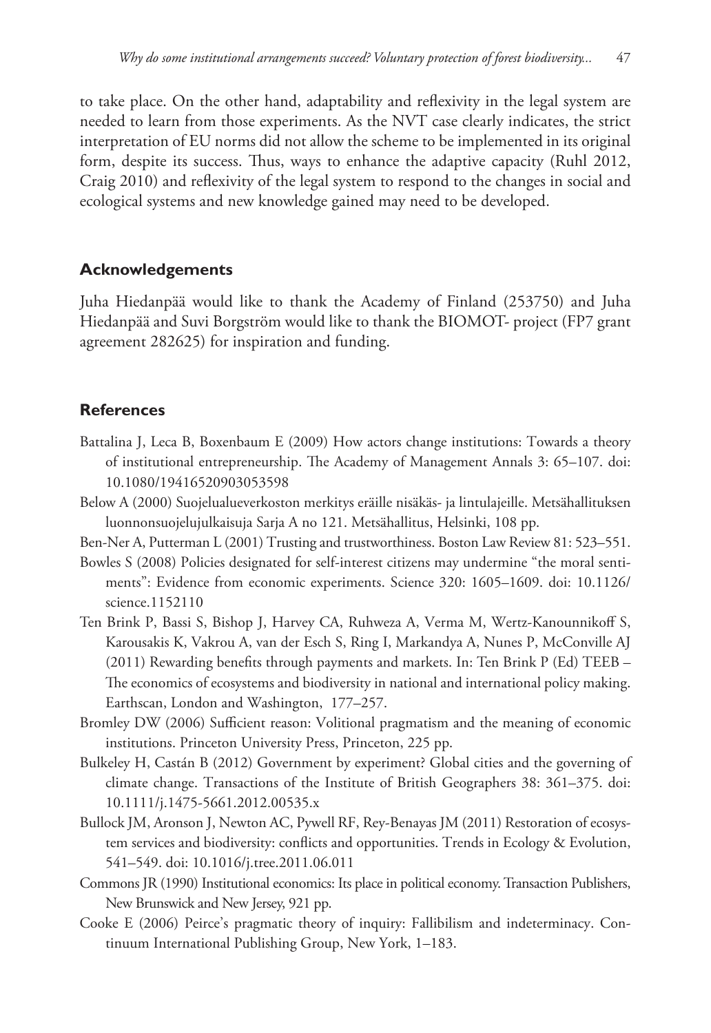to take place. On the other hand, adaptability and reflexivity in the legal system are needed to learn from those experiments. As the NVT case clearly indicates, the strict interpretation of EU norms did not allow the scheme to be implemented in its original form, despite its success. Thus, ways to enhance the adaptive capacity (Ruhl 2012, Craig 2010) and reflexivity of the legal system to respond to the changes in social and ecological systems and new knowledge gained may need to be developed.

## Acknowledgements

Juha Hiedanpää would like to thank the Academy of Finland (253750) and Juha Hiedanpää and Suvi Borgström would like to thank the BIOMOT- project (FP7 grant agreement 282625) for inspiration and funding.

## References

Battalina J, Leca B, Boxenbaum E (2009) How actors change institutions: Towards a theory of institutional entrepreneurship. The Academy of Management Annals 3: 65–107. doi: 10.1080/19416520903053598

Below A (2000) Suojelualueverkoston merkitys eräille nisäkäs- ja lintulajeille. Metsähallituksen luonnonsuojelujulkaisuja Sarja A no 121. Metsähallitus, Helsinki, 108 pp.

Ben-Ner A, Putterman L (2001) Trusting and trustworthiness. Boston Law Review 81: 523–551.

Bowles S (2008) Policies designated for self-interest citizens may undermine "the moral sentiments": Evidence from economic experiments. Science 320: 1605–1609. doi: 10.1126/science.1152110

Ten Brink P, Bassi S, Bishop J, Harvey CA, Ruhweza A, Verma M, Wertz-Kanounnikoff S, Karousakis K, Vakrou A, van der Esch S, Ring I, Markandya A, Nunes P, McConville AJ (2011) Rewarding benefits through payments and markets. In: Ten Brink P (Ed) TEEB – The economics of ecosystems and biodiversity in national and international policy making. Earthscan, London and Washington, 177–257.

Bromley DW (2006) Sufficient reason: Volitional pragmatism and the meaning of economic institutions. Princeton University Press, Princeton, 225 pp.

Bulkeley H, Castán B (2012) Government by experiment? Global cities and the governing of climate change. Transactions of the Institute of British Geographers 38: 361–375. doi: 10.1111/j.1475-5661.2012.00535.x

Bullock JM, Aronson J, Newton AC, Pywell RF, Rey-Benayas JM (2011) Restoration of ecosystem services and biodiversity: conflicts and opportunities. Trends in Ecology & Evolution, 541–549. doi: 10.1016/j.tree.2011.06.011

Commons JR (1990) Institutional economics: Its place in political economy. Transaction Publishers, New Brunswick and New Jersey, 921 pp.

Cooke E (2006) Peirce's pragmatic theory of inquiry: Fallibilism and indeterminacy. Continuum International Publishing Group, New York, 1–183.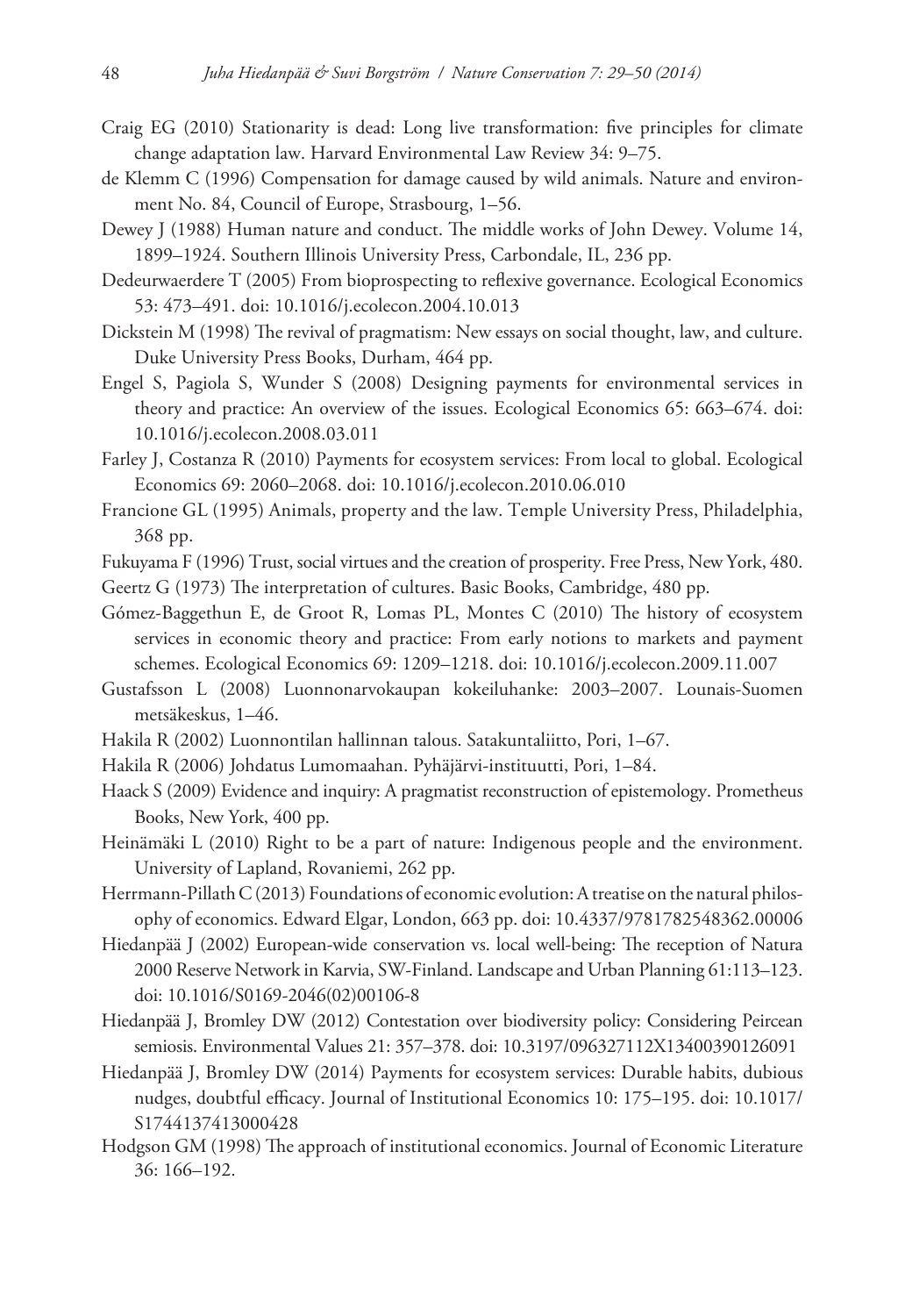Craig EG (2010) Stationarity is dead: Long live transformation: five principles for climate change adaptation law. Harvard Environmental Law Review 34: 9–75.

de Klemm C (1996) Compensation for damage caused by wild animals. Nature and environment No. 84, Council of Europe, Strasbourg, 1–56.

Dewey J (1988) Human nature and conduct. The middle works of John Dewey. Volume 14, 1899–1924. Southern Illinois University Press, Carbondale, IL, 236 pp.

Dedeurwaerdere T (2005) From bioprospecting to reflexive governance. Ecological Economics 53: 473–491. doi: 10.1016/j.ecolecon.2004.10.013

Dickstein M (1998) The revival of pragmatism: New essays on social thought, law, and culture. Duke University Press Books, Durham, 464 pp.

Engel S, Pagiola S, Wunder S (2008) Designing payments for environmental services in theory and practice: An overview of the issues. Ecological Economics 65: 663–674. doi: 10.1016/j.ecolecon.2008.03.011

Farley J, Costanza R (2010) Payments for ecosystem services: From local to global. Ecological Economics 69: 2060–2068. doi: 10.1016/j.ecolecon.2010.06.010

Francione GL (1995) Animals, property and the law. Temple University Press, Philadelphia, 368 pp.

Fukuyama F (1996) Trust, social virtues and the creation of prosperity. Free Press, New York, 480.

Geertz G (1973) The interpretation of cultures. Basic Books, Cambridge, 480 pp.

Gómez-Baggethun E, de Groot R, Lomas PL, Montes C (2010) The history of ecosystem services in economic theory and practice: From early notions to markets and payment schemes. Ecological Economics 69: 1209–1218. doi: 10.1016/j.ecolecon.2009.11.007

Gustafsson L (2008) Luonnonarvokaupan kokeiluhanke: 2003–2007. Lounais-Suomen metsäkeskus, 1–46.

Hakila R (2002) Luonnontilan hallinnan talous. Satakuntaliitto, Pori, 1–67.

Hakila R (2006) Johdatus Lumomaahan. Pyhäjärvi-instituutti, Pori, 1–84.

Haack S (2009) Evidence and inquiry: A pragmatist reconstruction of epistemology. Prometheus Books, New York, 400 pp.

Heinämäki L (2010) Right to be a part of nature: Indigenous people and the environment. University of Lapland, Rovaniemi, 262 pp.

Herrmann-Pillath C (2013) Foundations of economic evolution: A treatise on the natural philosophy of economics. Edward Elgar, London, 663 pp. doi: 10.4337/9781782548362.00006

Hiedanpää J (2002) European-wide conservation vs. local well-being: The reception of Natura 2000 Reserve Network in Karvia, SW-Finland. Landscape and Urban Planning 61:113–123. doi: 10.1016/S0169-2046(02)00106-8

Hiedanpää J, Bromley DW (2012) Contestation over biodiversity policy: Considering Peircean semiosis. Environmental Values 21: 357–378. doi: 10.3197/096327112X13400390126091

Hiedanpää J, Bromley DW (2014) Payments for ecosystem services: Durable habits, dubious nudges, doubtful efficacy. Journal of Institutional Economics 10: 175–195. doi: 10.1017/S1744137413000428

Hodgson GM (1998) The approach of institutional economics. Journal of Economic Literature 36: 166–192.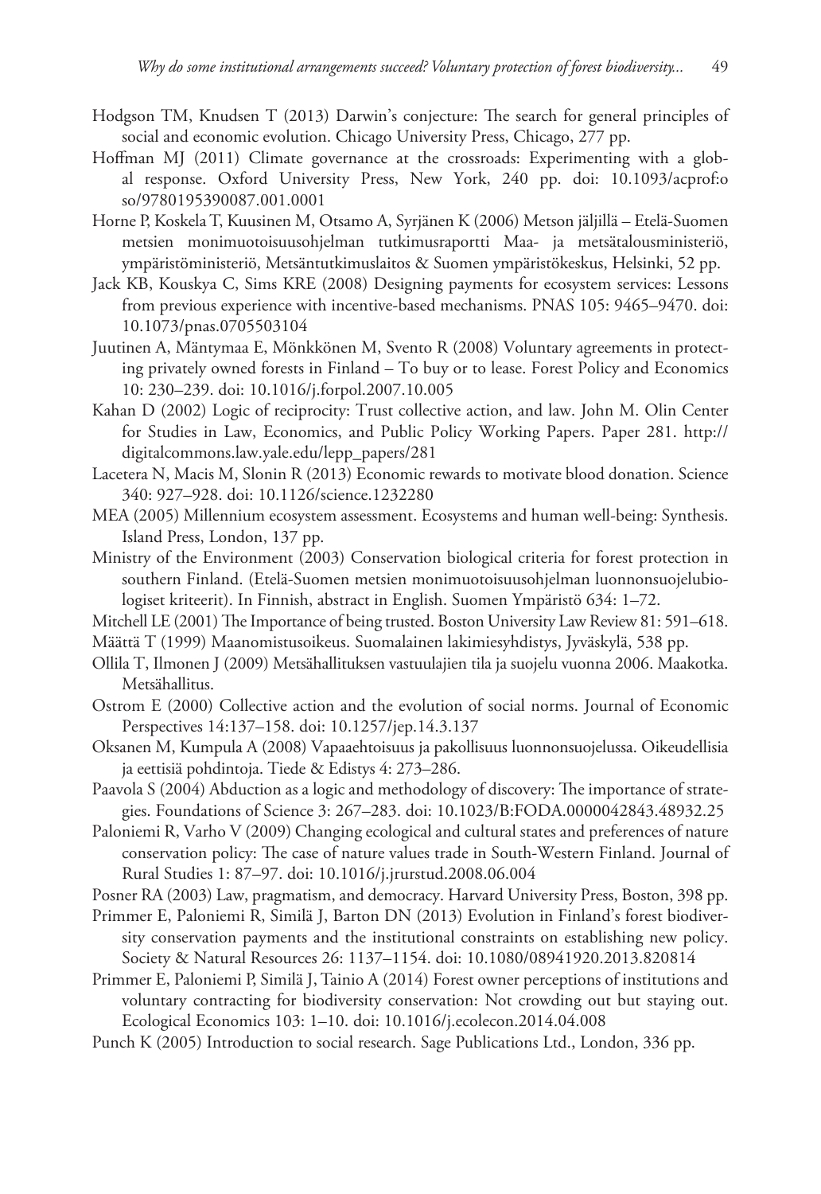Hodgson TM, Knudsen T (2013) Darwin's conjecture: The search for general principles of social and economic evolution. Chicago University Press, Chicago, 277 pp.

Hoffman MJ (2011) Climate governance at the crossroads: Experimenting with a global response. Oxford University Press, New York, 240 pp. doi: 10.1093/acprof:oso/9780195390087.001.0001

Horne P, Koskela T, Kuusinen M, Otsamo A, Syrjänen K (2006) Metson jäljillä – Etelä-Suomen metsien monimuotoisuusohjelman tutkimusraportti Maa- ja metsätalousministeriö, ympäristöministeriö, Metsäntutkimuslaitos & Suomen ympäristökeskus, Helsinki, 52 pp.

Jack KB, Kouskya C, Sims KRE (2008) Designing payments for ecosystem services: Lessons from previous experience with incentive-based mechanisms. PNAS 105: 9465–9470. doi: 10.1073/pnas.0705503104

Juutinen A, Mäntymaa E, Mönkkönen M, Svento R (2008) Voluntary agreements in protecting privately owned forests in Finland – To buy or to lease. Forest Policy and Economics 10: 230–239. doi: 10.1016/j.forpol.2007.10.005

Kahan D (2002) Logic of reciprocity: Trust collective action, and law. John M. Olin Center for Studies in Law, Economics, and Public Policy Working Papers. Paper 281. http://digitalcommons.law.yale.edu/lepp_papers/281

Lacetera N, Macis M, Slonin R (2013) Economic rewards to motivate blood donation. Science 340: 927–928. doi: 10.1126/science.1232280

MEA (2005) Millennium ecosystem assessment. Ecosystems and human well-being: Synthesis. Island Press, London, 137 pp.

Ministry of the Environment (2003) Conservation biological criteria for forest protection in southern Finland. (Etelä-Suomen metsien monimuotoisuusohjelman luonnonsuojelubiologiset kriteerit). In Finnish, abstract in English. Suomen Ympäristö 634: 1–72.

Mitchell LE (2001) The Importance of being trusted. Boston University Law Review 81: 591–618.

Määttä T (1999) Maanomistusoikeus. Suomalainen lakimiesyhdistys, Jyväskylä, 538 pp.

Ollila T, Ilmonen J (2009) Metsähallituksen vastuulajien tila ja suojelu vuonna 2006. Maakotka. Metsähallitus.

Ostrom E (2000) Collective action and the evolution of social norms. Journal of Economic Perspectives 14:137–158. doi: 10.1257/jep.14.3.137

Oksanen M, Kumpula A (2008) Vapaaehtoisuus ja pakollisuus luonnonsuojelussa. Oikeudellisia ja eettisiä pohdintoja. Tiede & Edistys 4: 273–286.

Paavola S (2004) Abduction as a logic and methodology of discovery: The importance of strategies. Foundations of Science 3: 267–283. doi: 10.1023/B:FODA.0000042843.48932.25

Paloniemi R, Varho V (2009) Changing ecological and cultural states and preferences of nature conservation policy: The case of nature values trade in South-Western Finland. Journal of Rural Studies 1: 87–97. doi: 10.1016/j.jrurstud.2008.06.004

Posner RA (2003) Law, pragmatism, and democracy. Harvard University Press, Boston, 398 pp.

Primmer E, Paloniemi R, Similä J, Barton DN (2013) Evolution in Finland's forest biodiversity conservation payments and the institutional constraints on establishing new policy. Society & Natural Resources 26: 1137–1154. doi: 10.1080/08941920.2013.820814

Primmer E, Paloniemi P, Similä J, Tainio A (2014) Forest owner perceptions of institutions and voluntary contracting for biodiversity conservation: Not crowding out but staying out. Ecological Economics 103: 1–10. doi: 10.1016/j.ecolecon.2014.04.008

Punch K (2005) Introduction to social research. Sage Publications Ltd., London, 336 pp.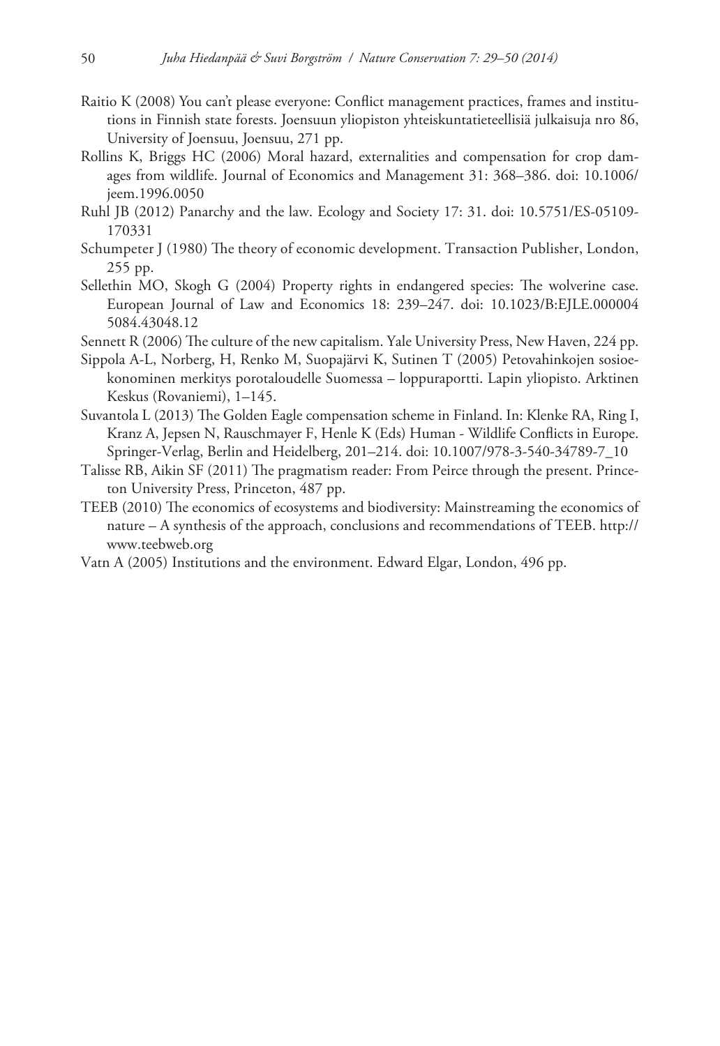Raitio K (2008) You can't please everyone: Conflict management practices, frames and institutions in Finnish state forests. Joensuun yliopiston yhteiskuntatieteellisiä julkaisuja nro 86, University of Joensuu, Joensuu, 271 pp.

Rollins K, Briggs HC (2006) Moral hazard, externalities and compensation for crop damages from wildlife. Journal of Economics and Management 31: 368–386. doi: 10.1006/jeem.1996.0050

Ruhl JB (2012) Panarchy and the law. Ecology and Society 17: 31. doi: 10.5751/ES-05109-170331

Schumpeter J (1980) The theory of economic development. Transaction Publisher, London, 255 pp.

Sellethin MO, Skogh G (2004) Property rights in endangered species: The wolverine case. European Journal of Law and Economics 18: 239–247. doi: 10.1023/B:EJLE.0000045084.43048.12

Sennett R (2006) The culture of the new capitalism. Yale University Press, New Haven, 224 pp.

Sippola A-L, Norberg, H, Renko M, Suopajärvi K, Sutinen T (2005) Petovahinkojen sosioekonominen merkitys porotaloudelle Suomessa – loppuraportti. Lapin yliopisto. Arktinen Keskus (Rovaniemi), 1–145.

Suvantola L (2013) The Golden Eagle compensation scheme in Finland. In: Klenke RA, Ring I, Kranz A, Jepsen N, Rauschmayer F, Henle K (Eds) Human - Wildlife Conflicts in Europe. Springer-Verlag, Berlin and Heidelberg, 201–214. doi: 10.1007/978-3-540-34789-7_10

Talisse RB, Aikin SF (2011) The pragmatism reader: From Peirce through the present. Princeton University Press, Princeton, 487 pp.

TEEB (2010) The economics of ecosystems and biodiversity: Mainstreaming the economics of nature – A synthesis of the approach, conclusions and recommendations of TEEB. http://www.teebweb.org

Vatn A (2005) Institutions and the environment. Edward Elgar, London, 496 pp.